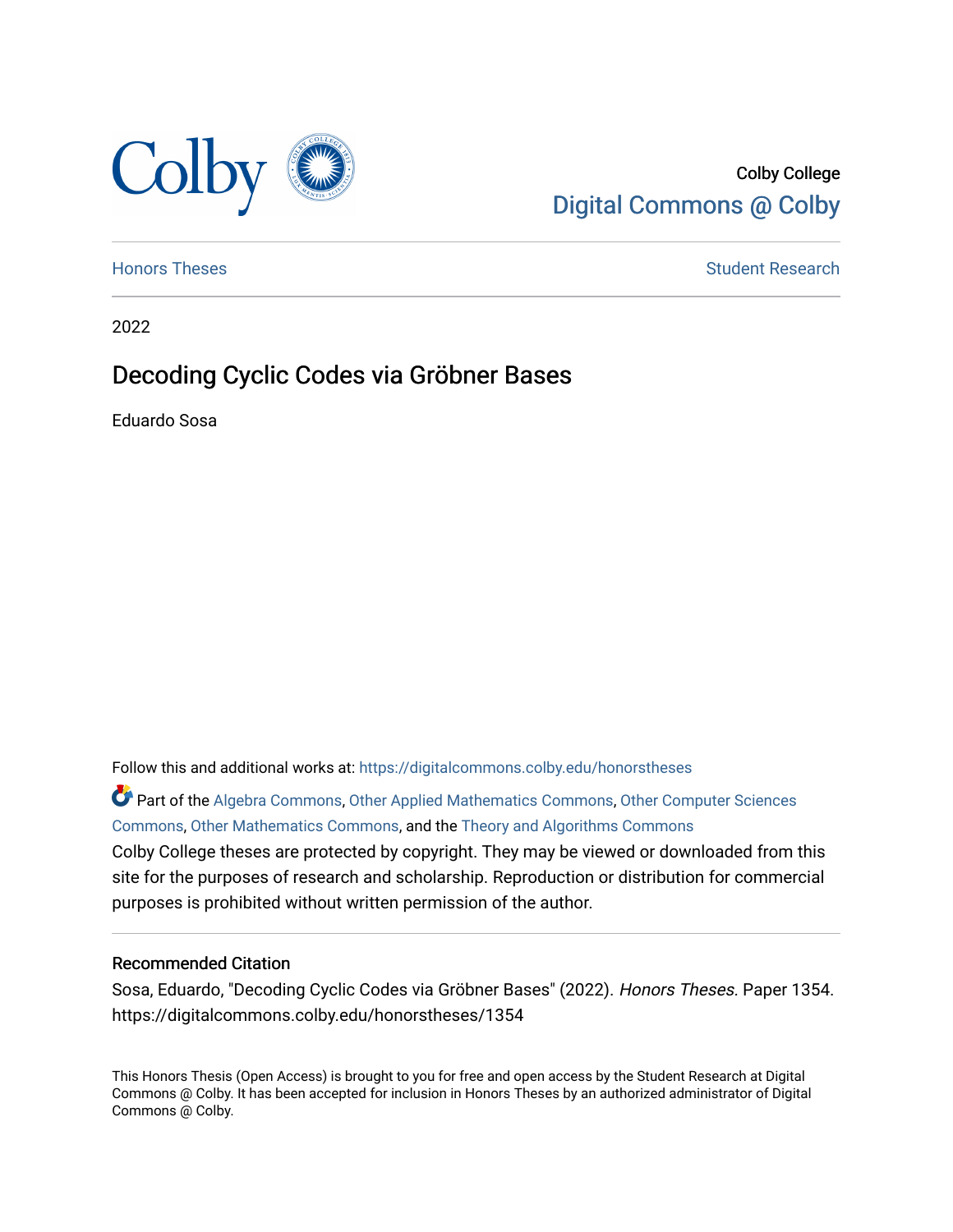Colby College
Digital Commons @ Colby

Honors Theses | Student Research

2022

# Decoding Cyclic Codes via Gröbner Bases

Eduardo Sosa

Follow this and additional works at: https://digitalcommons.colby.edu/honorstheses

Part of the Algebra Commons, Other Applied Mathematics Commons, Other Computer Sciences Commons, Other Mathematics Commons, and the Theory and Algorithms Commons

Colby College theses are protected by copyright. They may be viewed or downloaded from this site for the purposes of research and scholarship. Reproduction or distribution for commercial purposes is prohibited without written permission of the author.

## Recommended Citation

Sosa, Eduardo, "Decoding Cyclic Codes via Gröbner Bases" (2022). *Honors Theses.* Paper 1354.
https://digitalcommons.colby.edu/honorstheses/1354

This Honors Thesis (Open Access) is brought to you for free and open access by the Student Research at Digital Commons @ Colby. It has been accepted for inclusion in Honors Theses by an authorized administrator of Digital Commons @ Colby.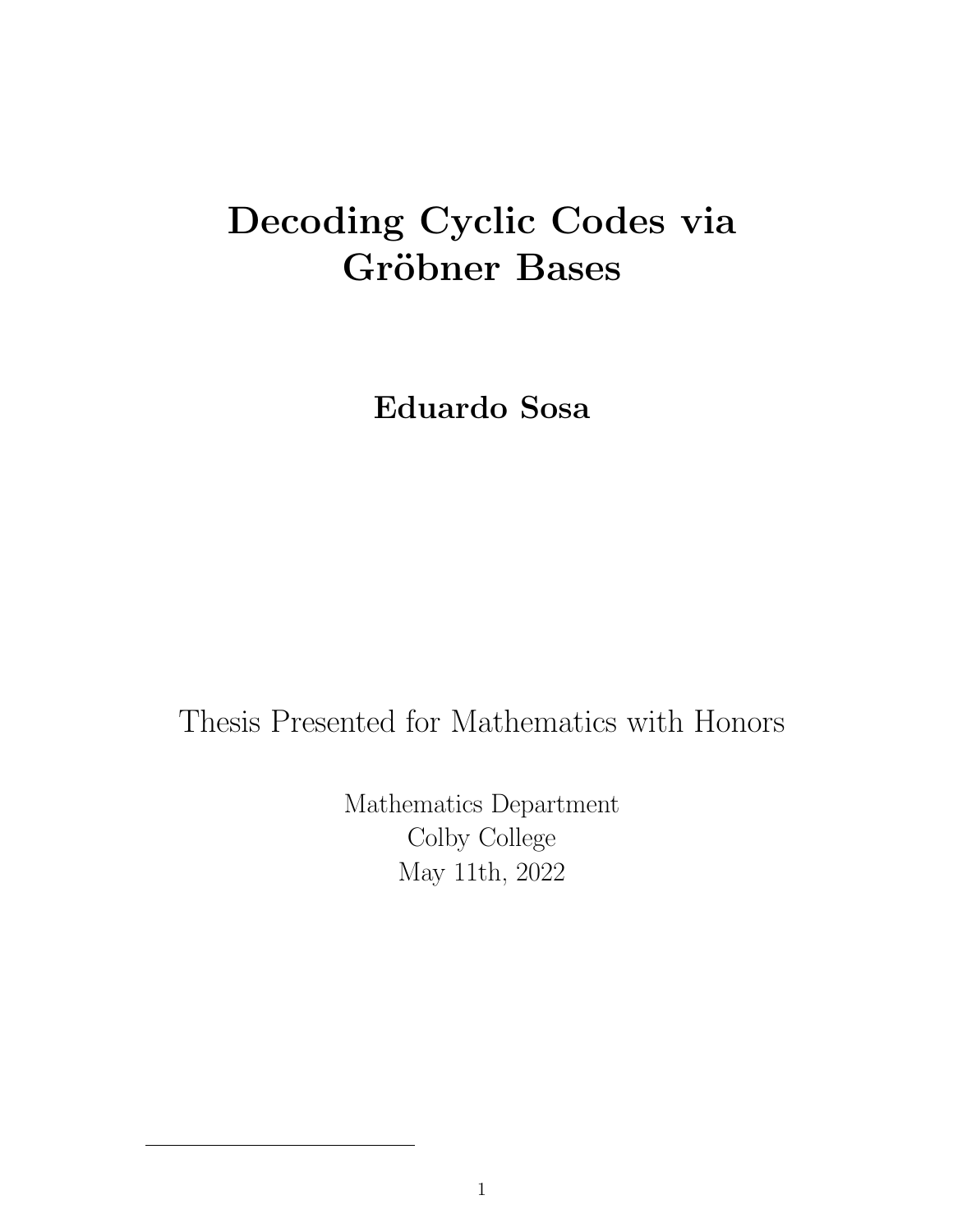# Decoding Cyclic Codes via Gröbner Bases

**Eduardo Sosa**

Thesis Presented for Mathematics with Honors

Mathematics Department
Colby College
May 11th, 2022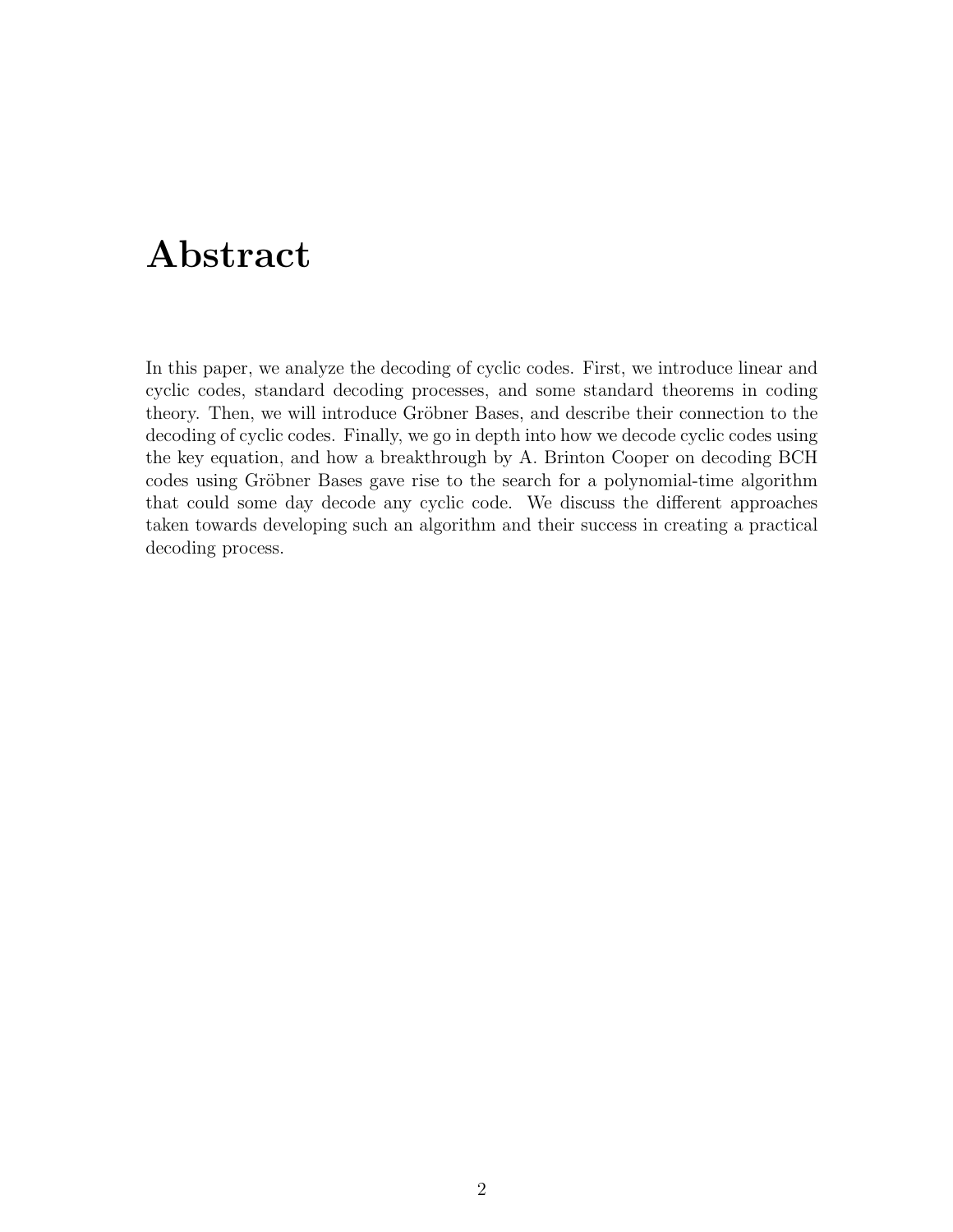# Abstract

In this paper, we analyze the decoding of cyclic codes. First, we introduce linear and cyclic codes, standard decoding processes, and some standard theorems in coding theory. Then, we will introduce Gröbner Bases, and describe their connection to the decoding of cyclic codes. Finally, we go in depth into how we decode cyclic codes using the key equation, and how a breakthrough by A. Brinton Cooper on decoding BCH codes using Gröbner Bases gave rise to the search for a polynomial-time algorithm that could some day decode any cyclic code. We discuss the different approaches taken towards developing such an algorithm and their success in creating a practical decoding process.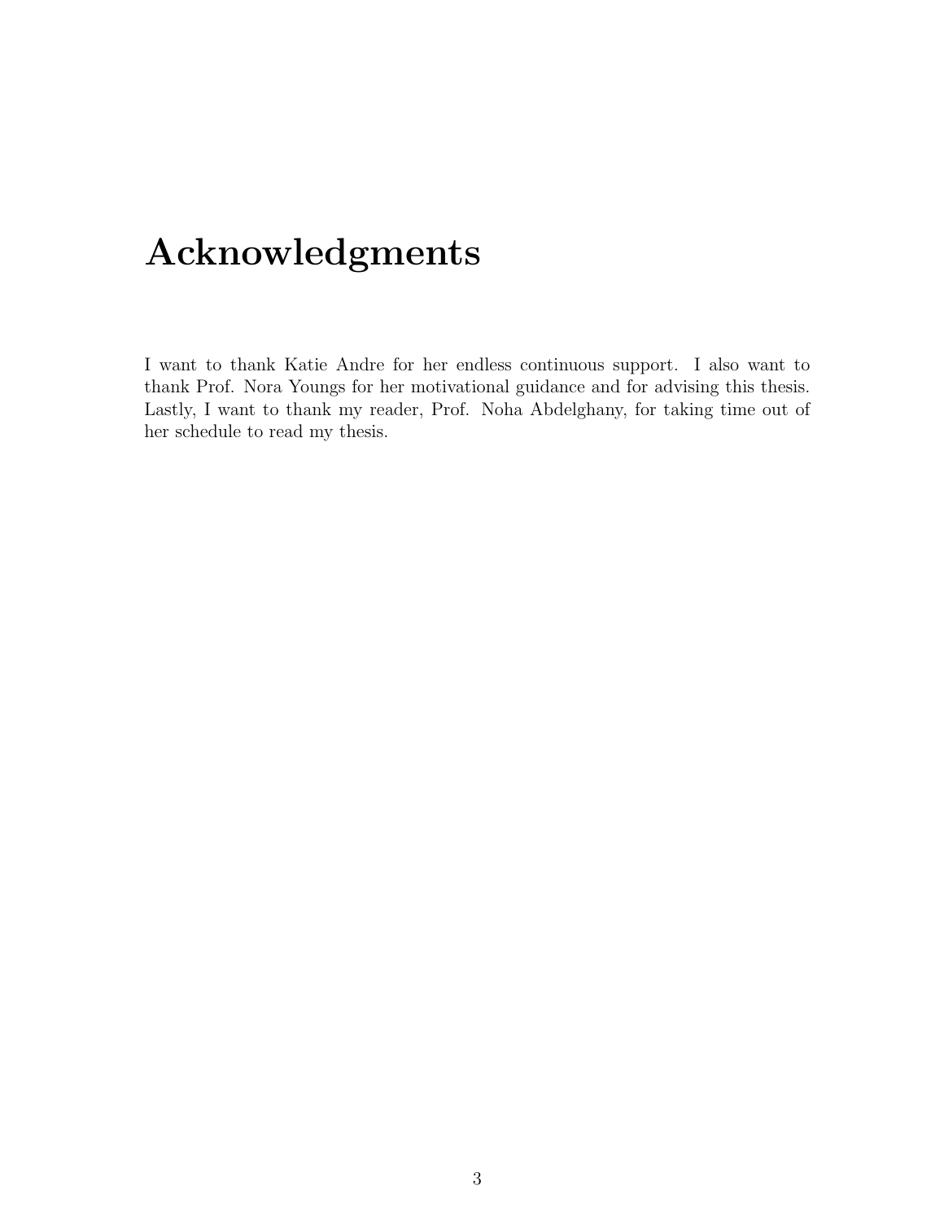# Acknowledgments

I want to thank Katie Andre for her endless continuous support. I also want to thank Prof. Nora Youngs for her motivational guidance and for advising this thesis. Lastly, I want to thank my reader, Prof. Noha Abdelghany, for taking time out of her schedule to read my thesis.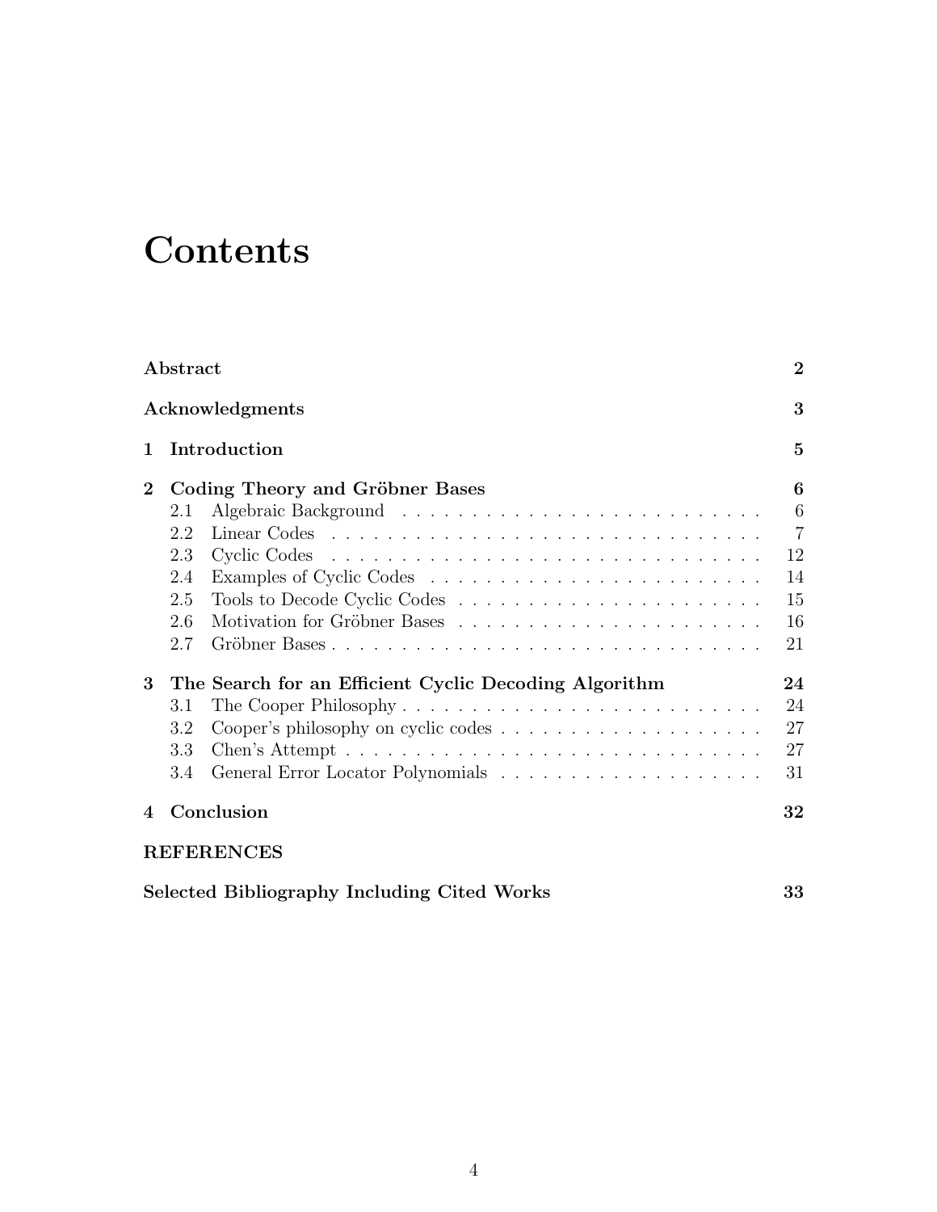# Contents

| | |
|---|---|
| **Abstract** | **2** |
| **Acknowledgments** | **3** |
| **1 Introduction** | **5** |
| **2 Coding Theory and Gröbner Bases** | **6** |
| 2.1 Algebraic Background | 6 |
| 2.2 Linear Codes | 7 |
| 2.3 Cyclic Codes | 12 |
| 2.4 Examples of Cyclic Codes | 14 |
| 2.5 Tools to Decode Cyclic Codes | 15 |
| 2.6 Motivation for Gröbner Bases | 16 |
| 2.7 Gröbner Bases | 21 |
| **3 The Search for an Efficient Cyclic Decoding Algorithm** | **24** |
| 3.1 The Cooper Philosophy | 24 |
| 3.2 Cooper's philosophy on cyclic codes | 27 |
| 3.3 Chen's Attempt | 27 |
| 3.4 General Error Locator Polynomials | 31 |
| **4 Conclusion** | **32** |
| **REFERENCES** | |
| **Selected Bibliography Including Cited Works** | **33** |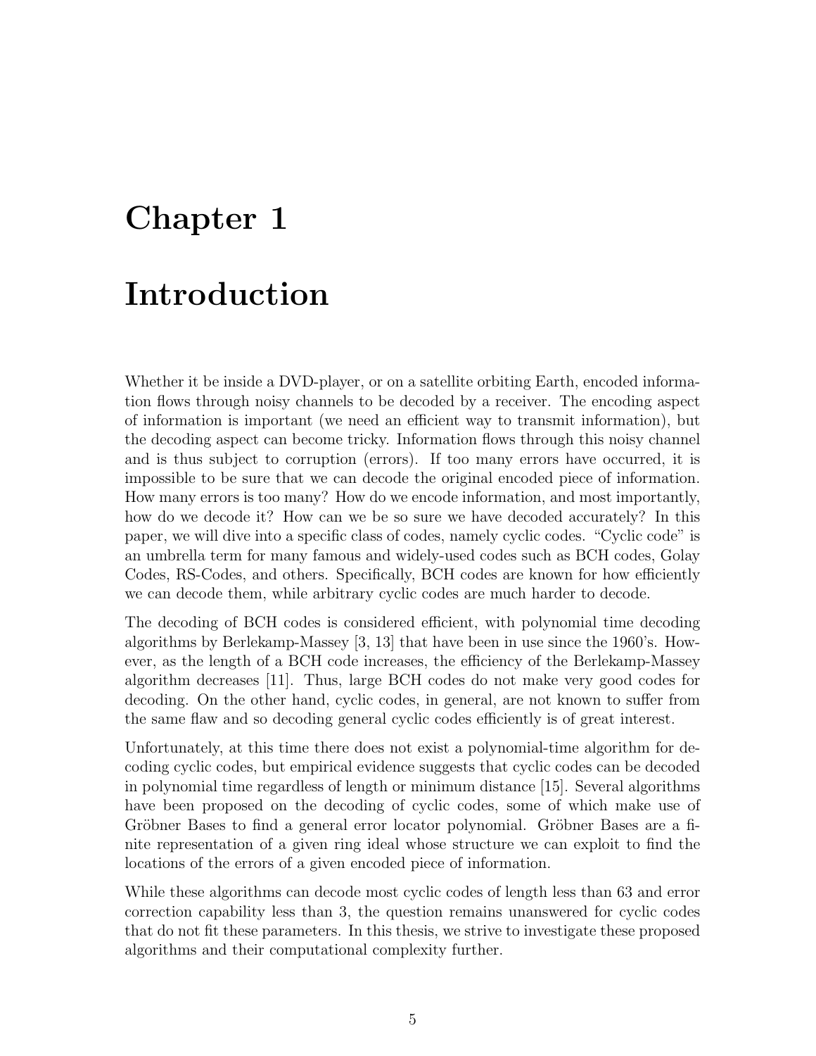# Chapter 1

# Introduction

Whether it be inside a DVD-player, or on a satellite orbiting Earth, encoded information flows through noisy channels to be decoded by a receiver. The encoding aspect of information is important (we need an efficient way to transmit information), but the decoding aspect can become tricky. Information flows through this noisy channel and is thus subject to corruption (errors). If too many errors have occurred, it is impossible to be sure that we can decode the original encoded piece of information. How many errors is too many? How do we encode information, and most importantly, how do we decode it? How can we be so sure we have decoded accurately? In this paper, we will dive into a specific class of codes, namely cyclic codes. "Cyclic code" is an umbrella term for many famous and widely-used codes such as BCH codes, Golay Codes, RS-Codes, and others. Specifically, BCH codes are known for how efficiently we can decode them, while arbitrary cyclic codes are much harder to decode.

The decoding of BCH codes is considered efficient, with polynomial time decoding algorithms by Berlekamp-Massey [3, 13] that have been in use since the 1960's. However, as the length of a BCH code increases, the efficiency of the Berlekamp-Massey algorithm decreases [11]. Thus, large BCH codes do not make very good codes for decoding. On the other hand, cyclic codes, in general, are not known to suffer from the same flaw and so decoding general cyclic codes efficiently is of great interest.

Unfortunately, at this time there does not exist a polynomial-time algorithm for decoding cyclic codes, but empirical evidence suggests that cyclic codes can be decoded in polynomial time regardless of length or minimum distance [15]. Several algorithms have been proposed on the decoding of cyclic codes, some of which make use of Gröbner Bases to find a general error locator polynomial. Gröbner Bases are a finite representation of a given ring ideal whose structure we can exploit to find the locations of the errors of a given encoded piece of information.

While these algorithms can decode most cyclic codes of length less than 63 and error correction capability less than 3, the question remains unanswered for cyclic codes that do not fit these parameters. In this thesis, we strive to investigate these proposed algorithms and their computational complexity further.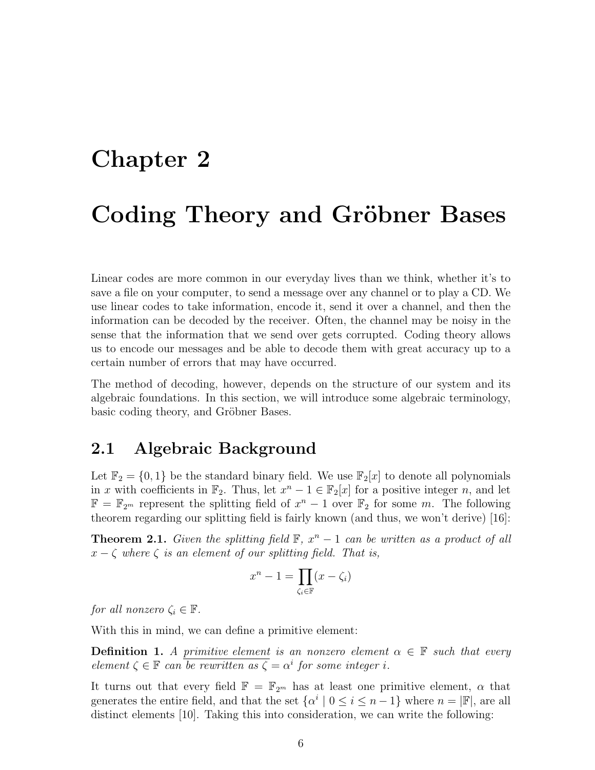# Chapter 2

# Coding Theory and Gröbner Bases

Linear codes are more common in our everyday lives than we think, whether it's to save a file on your computer, to send a message over any channel or to play a CD. We use linear codes to take information, encode it, send it over a channel, and then the information can be decoded by the receiver. Often, the channel may be noisy in the sense that the information that we send over gets corrupted. Coding theory allows us to encode our messages and be able to decode them with great accuracy up to a certain number of errors that may have occurred.

The method of decoding, however, depends on the structure of our system and its algebraic foundations. In this section, we will introduce some algebraic terminology, basic coding theory, and Gröbner Bases.

## 2.1 Algebraic Background

Let $\mathbb{F}_2 = \{0, 1\}$ be the standard binary field. We use $\mathbb{F}_2[x]$ to denote all polynomials in $x$ with coefficients in $\mathbb{F}_2$. Thus, let $x^n - 1 \in \mathbb{F}_2[x]$ for a positive integer $n$, and let $\mathbb{F} = \mathbb{F}_{2^m}$ represent the splitting field of $x^n - 1$ over $\mathbb{F}_2$ for some $m$. The following theorem regarding our splitting field is fairly known (and thus, we won't derive) [16]:

**Theorem 2.1.** *Given the splitting field $\mathbb{F}$, $x^n - 1$ can be written as a product of all $x - \zeta$ where $\zeta$ is an element of our splitting field. That is,*

$$x^n - 1 = \prod_{\zeta_i \in \mathbb{F}} (x - \zeta_i)$$

*for all nonzero $\zeta_i \in \mathbb{F}$.*

With this in mind, we can define a primitive element:

**Definition 1.** *A <u>primitive element</u> is an nonzero element $\alpha \in \mathbb{F}$ such that every element $\zeta \in \mathbb{F}$ can be rewritten as $\zeta = \alpha^i$ for some integer $i$.*

It turns out that every field $\mathbb{F} = \mathbb{F}_{2^m}$ has at least one primitive element, $\alpha$ that generates the entire field, and that the set $\{\alpha^i \mid 0 \leq i \leq n-1\}$ where $n = |\mathbb{F}|$, are all distinct elements [10]. Taking this into consideration, we can write the following: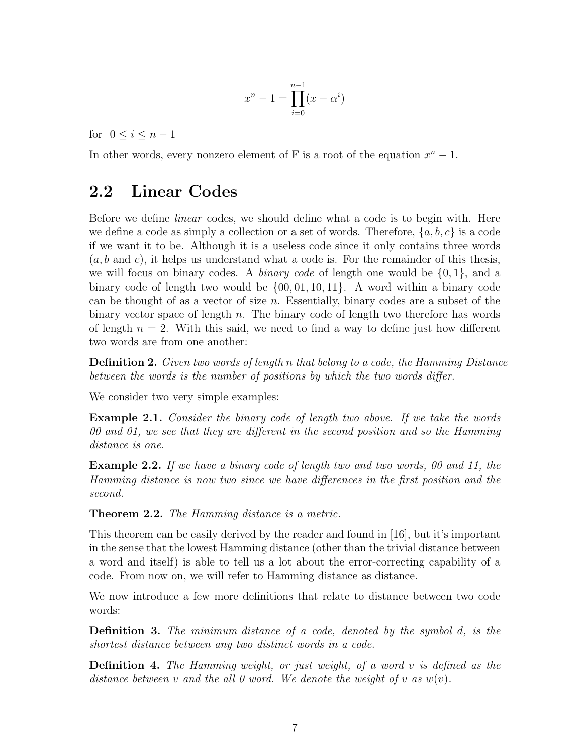$$x^n - 1 = \prod_{i=0}^{n-1}(x - \alpha^i)$$

for $0 \leq i \leq n-1$

In other words, every nonzero element of $\mathbb{F}$ is a root of the equation $x^n - 1$.

## 2.2 Linear Codes

Before we define *linear* codes, we should define what a code is to begin with. Here we define a code as simply a collection or a set of words. Therefore, $\{a, b, c\}$ is a code if we want it to be. Although it is a useless code since it only contains three words ($a, b$ and $c$), it helps us understand what a code is. For the remainder of this thesis, we will focus on binary codes. A *binary code* of length one would be $\{0, 1\}$, and a binary code of length two would be $\{00, 01, 10, 11\}$. A word within a binary code can be thought of as a vector of size $n$. Essentially, binary codes are a subset of the binary vector space of length $n$. The binary code of length two therefore has words of length $n = 2$. With this said, we need to find a way to define just how different two words are from one another:

**Definition 2.** *Given two words of length n that belong to a code, the Hamming Distance between the words is the number of positions by which the two words differ.*

We consider two very simple examples:

**Example 2.1.** *Consider the binary code of length two above. If we take the words 00 and 01, we see that they are different in the second position and so the Hamming distance is one.*

**Example 2.2.** *If we have a binary code of length two and two words, 00 and 11, the Hamming distance is now two since we have differences in the first position and the second.*

**Theorem 2.2.** *The Hamming distance is a metric.*

This theorem can be easily derived by the reader and found in [16], but it's important in the sense that the lowest Hamming distance (other than the trivial distance between a word and itself) is able to tell us a lot about the error-correcting capability of a code. From now on, we will refer to Hamming distance as distance.

We now introduce a few more definitions that relate to distance between two code words:

**Definition 3.** *The minimum distance of a code, denoted by the symbol $d$, is the shortest distance between any two distinct words in a code.*

**Definition 4.** *The Hamming weight, or just weight, of a word $v$ is defined as the distance between $v$ and the all 0 word. We denote the weight of $v$ as $w(v)$.*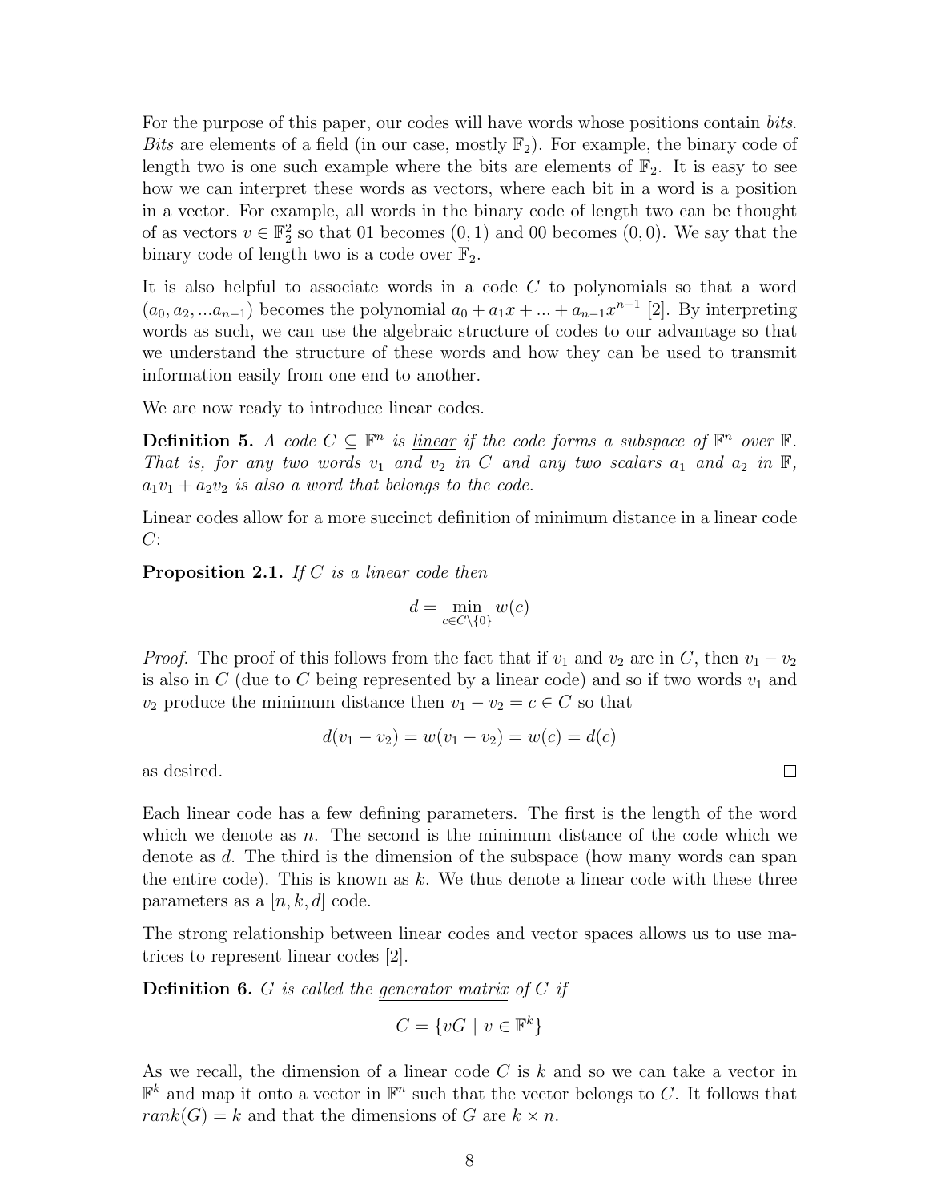For the purpose of this paper, our codes will have words whose positions contain *bits*. *Bits* are elements of a field (in our case, mostly $\mathbb{F}_2$). For example, the binary code of length two is one such example where the bits are elements of $\mathbb{F}_2$. It is easy to see how we can interpret these words as vectors, where each bit in a word is a position in a vector. For example, all words in the binary code of length two can be thought of as vectors $v \in \mathbb{F}_2^2$ so that 01 becomes $(0, 1)$ and 00 becomes $(0, 0)$. We say that the binary code of length two is a code over $\mathbb{F}_2$.

It is also helpful to associate words in a code $C$ to polynomials so that a word $(a_0, a_2, ...a_{n-1})$ becomes the polynomial $a_0 + a_1 x + ... + a_{n-1}x^{n-1}$ [2]. By interpreting words as such, we can use the algebraic structure of codes to our advantage so that we understand the structure of these words and how they can be used to transmit information easily from one end to another.

We are now ready to introduce linear codes.

**Definition 5.** *A code $C \subseteq \mathbb{F}^n$ is* <u>*linear*</u> *if the code forms a subspace of $\mathbb{F}^n$ over $\mathbb{F}$. That is, for any two words $v_1$ and $v_2$ in $C$ and any two scalars $a_1$ and $a_2$ in $\mathbb{F}$, $a_1 v_1 + a_2 v_2$ is also a word that belongs to the code.*

Linear codes allow for a more succinct definition of minimum distance in a linear code $C$:

**Proposition 2.1.** *If $C$ is a linear code then*

$$d = \min_{c \in C \setminus \{0\}} w(c)$$

*Proof.* The proof of this follows from the fact that if $v_1$ and $v_2$ are in $C$, then $v_1 - v_2$ is also in $C$ (due to $C$ being represented by a linear code) and so if two words $v_1$ and $v_2$ produce the minimum distance then $v_1 - v_2 = c \in C$ so that

$$d(v_1 - v_2) = w(v_1 - v_2) = w(c) = d(c)$$

as desired. □

Each linear code has a few defining parameters. The first is the length of the word which we denote as $n$. The second is the minimum distance of the code which we denote as $d$. The third is the dimension of the subspace (how many words can span the entire code). This is known as $k$. We thus denote a linear code with these three parameters as a $[n, k, d]$ code.

The strong relationship between linear codes and vector spaces allows us to use matrices to represent linear codes [2].

**Definition 6.** *$G$ is called the* <u>*generator matrix*</u> *of $C$ if*

$$C = \{vG \mid v \in \mathbb{F}^k\}$$

As we recall, the dimension of a linear code $C$ is $k$ and so we can take a vector in $\mathbb{F}^k$ and map it onto a vector in $\mathbb{F}^n$ such that the vector belongs to $C$. It follows that $rank(G) = k$ and that the dimensions of $G$ are $k \times n$.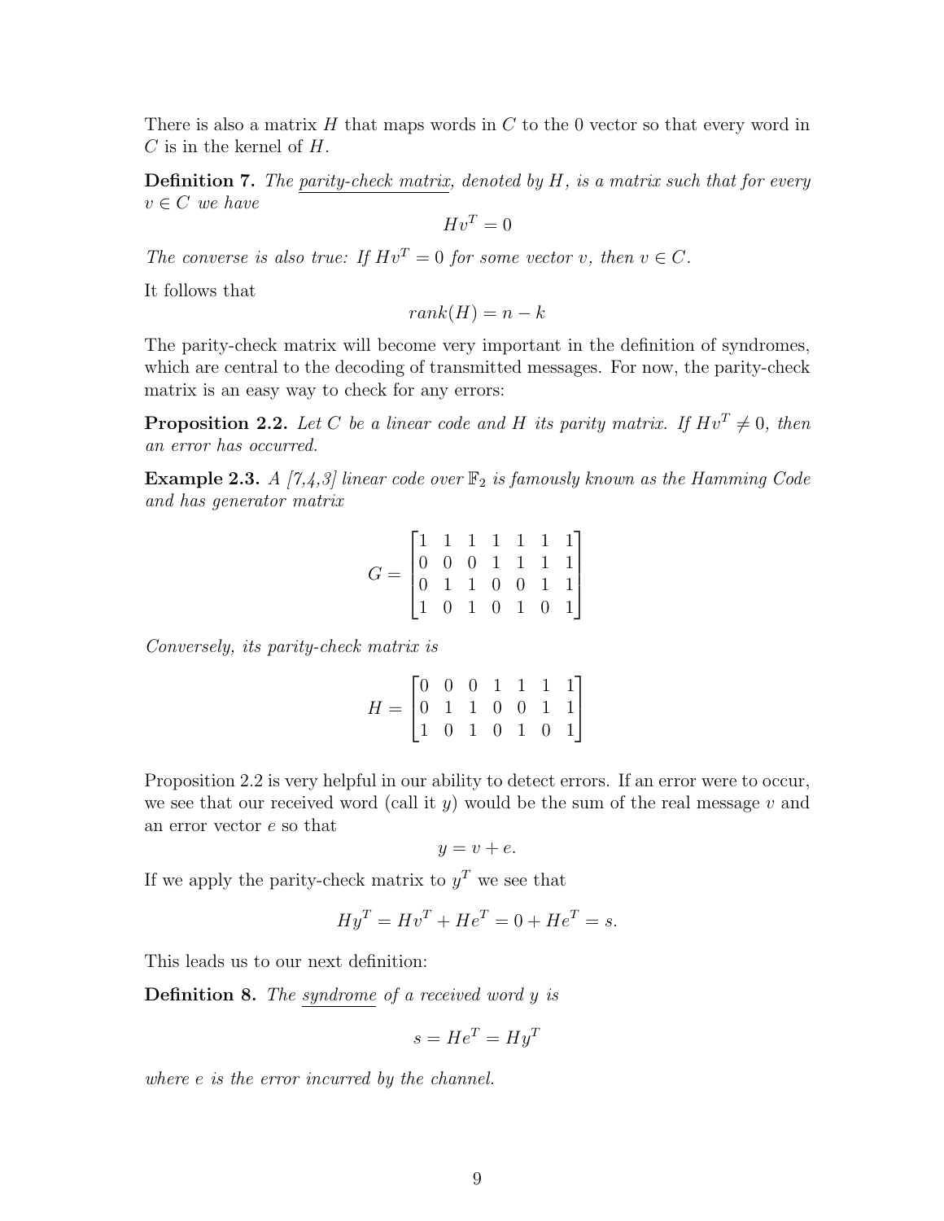There is also a matrix $H$ that maps words in $C$ to the 0 vector so that every word in $C$ is in the kernel of $H$.

**Definition 7.** *The* <u>*parity-check matrix*</u>*, denoted by* $H$*, is a matrix such that for every* $v \in C$ *we have*

$$Hv^T = 0$$

*The converse is also true: If* $Hv^T = 0$ *for some vector* $v$*, then* $v \in C$*.*

It follows that

$$rank(H) = n - k$$

The parity-check matrix will become very important in the definition of syndromes, which are central to the decoding of transmitted messages. For now, the parity-check matrix is an easy way to check for any errors:

**Proposition 2.2.** *Let* $C$ *be a linear code and* $H$ *its parity matrix. If* $Hv^T \neq 0$*, then an error has occurred.*

**Example 2.3.** *A [7,4,3] linear code over* $\mathbb{F}_2$ *is famously known as the Hamming Code and has generator matrix*

$$G = \begin{bmatrix} 1 & 1 & 1 & 1 & 1 & 1 & 1 \\ 0 & 0 & 0 & 1 & 1 & 1 & 1 \\ 0 & 1 & 1 & 0 & 0 & 1 & 1 \\ 1 & 0 & 1 & 0 & 1 & 0 & 1 \end{bmatrix}$$

*Conversely, its parity-check matrix is*

$$H = \begin{bmatrix} 0 & 0 & 0 & 1 & 1 & 1 & 1 \\ 0 & 1 & 1 & 0 & 0 & 1 & 1 \\ 1 & 0 & 1 & 0 & 1 & 0 & 1 \end{bmatrix}$$

Proposition 2.2 is very helpful in our ability to detect errors. If an error were to occur, we see that our received word (call it $y$) would be the sum of the real message $v$ and an error vector $e$ so that

$$y = v + e.$$

If we apply the parity-check matrix to $y^T$ we see that

$$Hy^T = Hv^T + He^T = 0 + He^T = s.$$

This leads us to our next definition:

**Definition 8.** *The* <u>*syndrome*</u> *of a received word* $y$ *is*

$$s = He^T = Hy^T$$

*where* $e$ *is the error incurred by the channel.*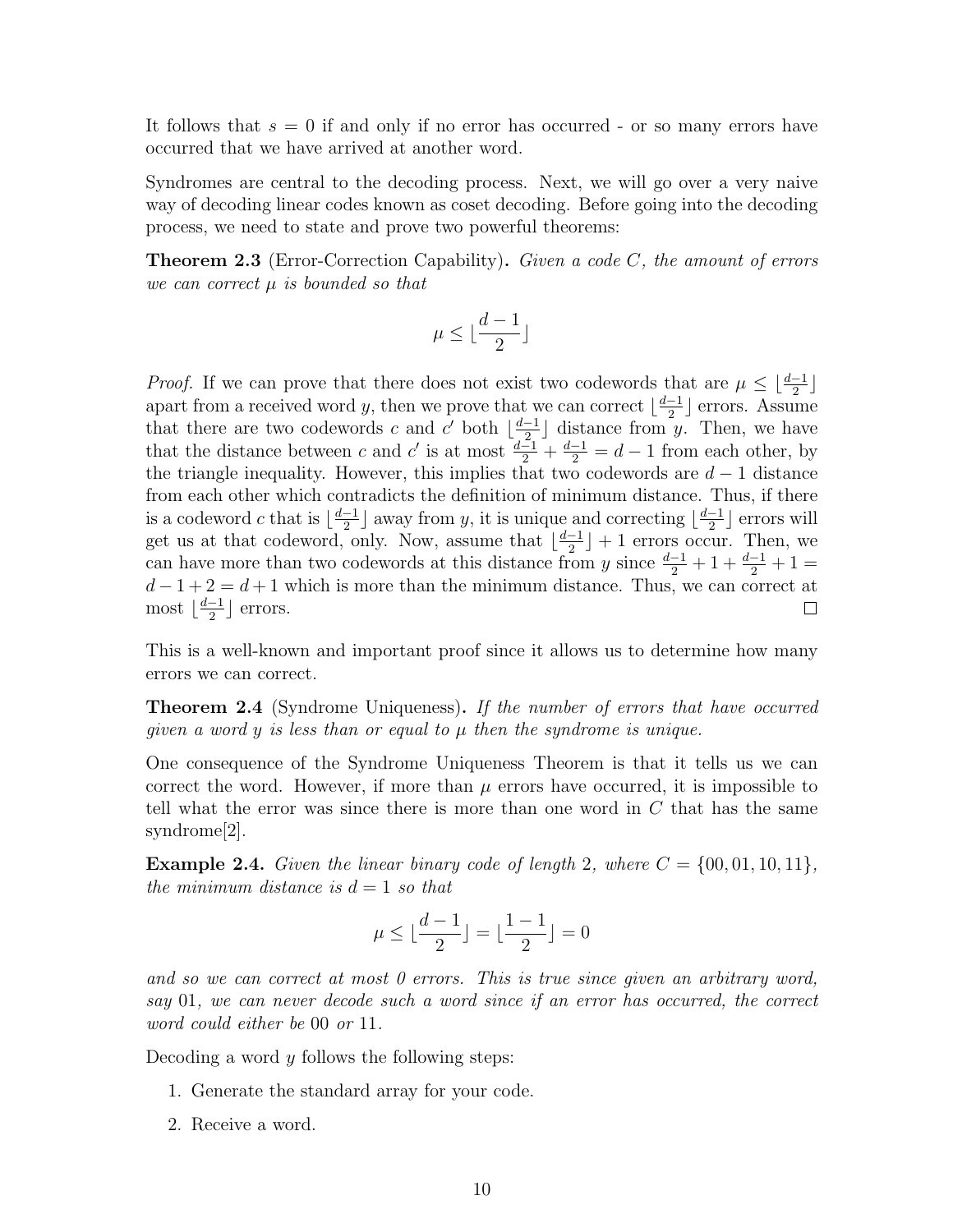It follows that $s = 0$ if and only if no error has occurred - or so many errors have occurred that we have arrived at another word.

Syndromes are central to the decoding process. Next, we will go over a very naive way of decoding linear codes known as coset decoding. Before going into the decoding process, we need to state and prove two powerful theorems:

**Theorem 2.3** (Error-Correction Capability)**.** *Given a code $C$, the amount of errors we can correct $\mu$ is bounded so that*

$$\mu \leq \lfloor \frac{d-1}{2} \rfloor$$

*Proof.* If we can prove that there does not exist two codewords that are $\mu \leq \lfloor \frac{d-1}{2} \rfloor$ apart from a received word $y$, then we prove that we can correct $\lfloor \frac{d-1}{2} \rfloor$ errors. Assume that there are two codewords $c$ and $c'$ both $\lfloor \frac{d-1}{2} \rfloor$ distance from $y$. Then, we have that the distance between $c$ and $c'$ is at most $\frac{d-1}{2} + \frac{d-1}{2} = d - 1$ from each other, by the triangle inequality. However, this implies that two codewords are $d - 1$ distance from each other which contradicts the definition of minimum distance. Thus, if there is a codeword $c$ that is $\lfloor \frac{d-1}{2} \rfloor$ away from $y$, it is unique and correcting $\lfloor \frac{d-1}{2} \rfloor$ errors will get us at that codeword, only. Now, assume that $\lfloor \frac{d-1}{2} \rfloor + 1$ errors occur. Then, we can have more than two codewords at this distance from $y$ since $\frac{d-1}{2} + 1 + \frac{d-1}{2} + 1 = d - 1 + 2 = d + 1$ which is more than the minimum distance. Thus, we can correct at most $\lfloor \frac{d-1}{2} \rfloor$ errors. □

This is a well-known and important proof since it allows us to determine how many errors we can correct.

**Theorem 2.4** (Syndrome Uniqueness)**.** *If the number of errors that have occurred given a word $y$ is less than or equal to $\mu$ then the syndrome is unique.*

One consequence of the Syndrome Uniqueness Theorem is that it tells us we can correct the word. However, if more than $\mu$ errors have occurred, it is impossible to tell what the error was since there is more than one word in $C$ that has the same syndrome[2].

**Example 2.4.** *Given the linear binary code of length 2, where $C = \{00, 01, 10, 11\}$, the minimum distance is $d = 1$ so that*

$$\mu \leq \lfloor \frac{d-1}{2} \rfloor = \lfloor \frac{1-1}{2} \rfloor = 0$$

*and so we can correct at most 0 errors. This is true since given an arbitrary word, say 01, we can never decode such a word since if an error has occurred, the correct word could either be 00 or 11.*

Decoding a word $y$ follows the following steps:

1. Generate the standard array for your code.
2. Receive a word.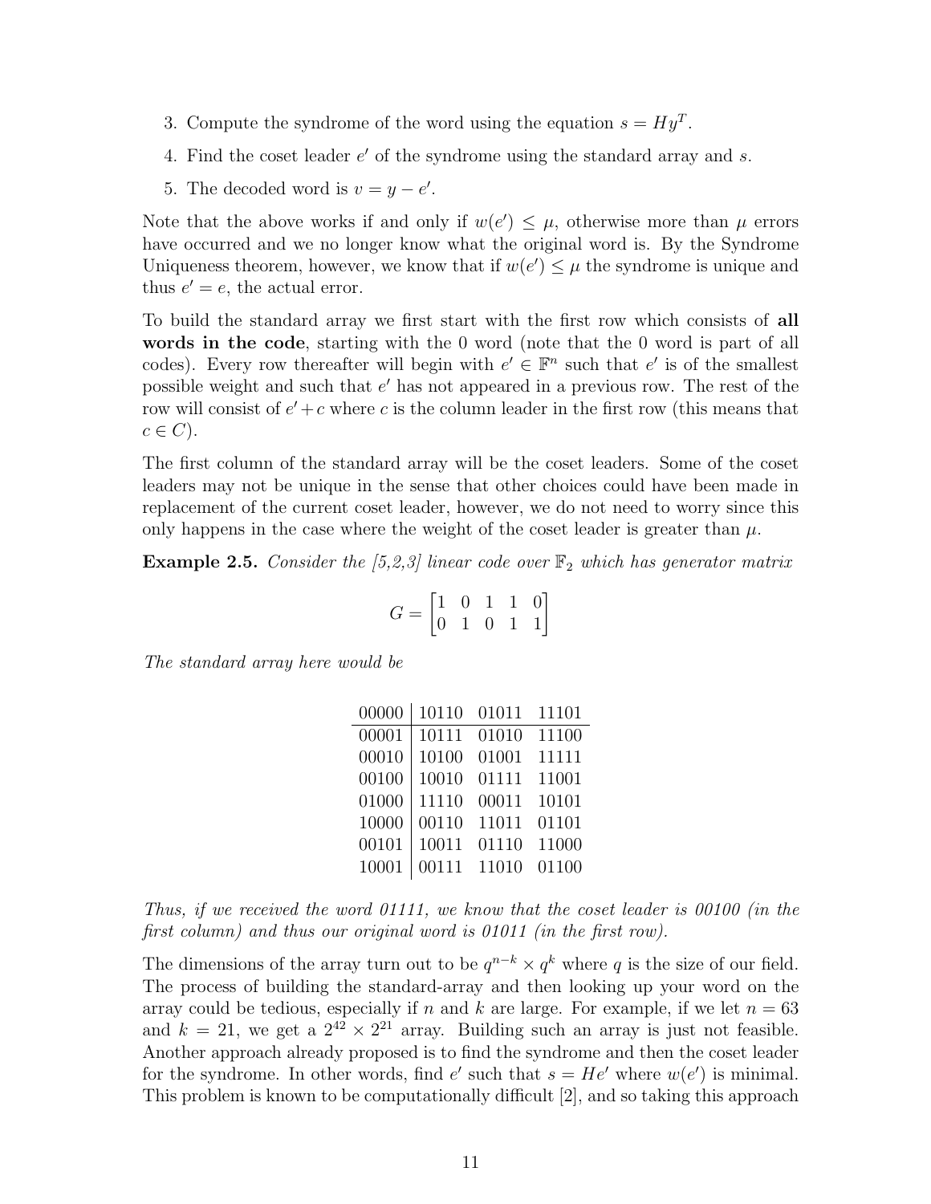3. Compute the syndrome of the word using the equation $s = Hy^T$.
4. Find the coset leader $e'$ of the syndrome using the standard array and $s$.
5. The decoded word is $v = y - e'$.

Note that the above works if and only if $w(e') \leq \mu$, otherwise more than $\mu$ errors have occurred and we no longer know what the original word is. By the Syndrome Uniqueness theorem, however, we know that if $w(e') \leq \mu$ the syndrome is unique and thus $e' = e$, the actual error.

To build the standard array we first start with the first row which consists of **all words in the code**, starting with the 0 word (note that the 0 word is part of all codes). Every row thereafter will begin with $e' \in \mathbb{F}^n$ such that $e'$ is of the smallest possible weight and such that $e'$ has not appeared in a previous row. The rest of the row will consist of $e' + c$ where $c$ is the column leader in the first row (this means that $c \in C$).

The first column of the standard array will be the coset leaders. Some of the coset leaders may not be unique in the sense that other choices could have been made in replacement of the current coset leader, however, we do not need to worry since this only happens in the case where the weight of the coset leader is greater than $\mu$.

**Example 2.5.** *Consider the [5,2,3] linear code over $\mathbb{F}_2$ which has generator matrix*

$$G = \begin{bmatrix} 1 & 0 & 1 & 1 & 0 \\ 0 & 1 & 0 & 1 & 1 \end{bmatrix}$$

*The standard array here would be*

| 00000 | 10110 | 01011 | 11101 |
|---|---|---|---|
| 00001 | 10111 | 01010 | 11100 |
| 00010 | 10100 | 01001 | 11111 |
| 00100 | 10010 | 01111 | 11001 |
| 01000 | 11110 | 00011 | 10101 |
| 10000 | 00110 | 11011 | 01101 |
| 00101 | 10011 | 01110 | 11000 |
| 10001 | 00111 | 11010 | 01100 |

*Thus, if we received the word 01111, we know that the coset leader is 00100 (in the first column) and thus our original word is 01011 (in the first row).*

The dimensions of the array turn out to be $q^{n-k} \times q^k$ where $q$ is the size of our field. The process of building the standard-array and then looking up your word on the array could be tedious, especially if $n$ and $k$ are large. For example, if we let $n = 63$ and $k = 21$, we get a $2^{42} \times 2^{21}$ array. Building such an array is just not feasible. Another approach already proposed is to find the syndrome and then the coset leader for the syndrome. In other words, find $e'$ such that $s = He'$ where $w(e')$ is minimal. This problem is known to be computationally difficult [2], and so taking this approach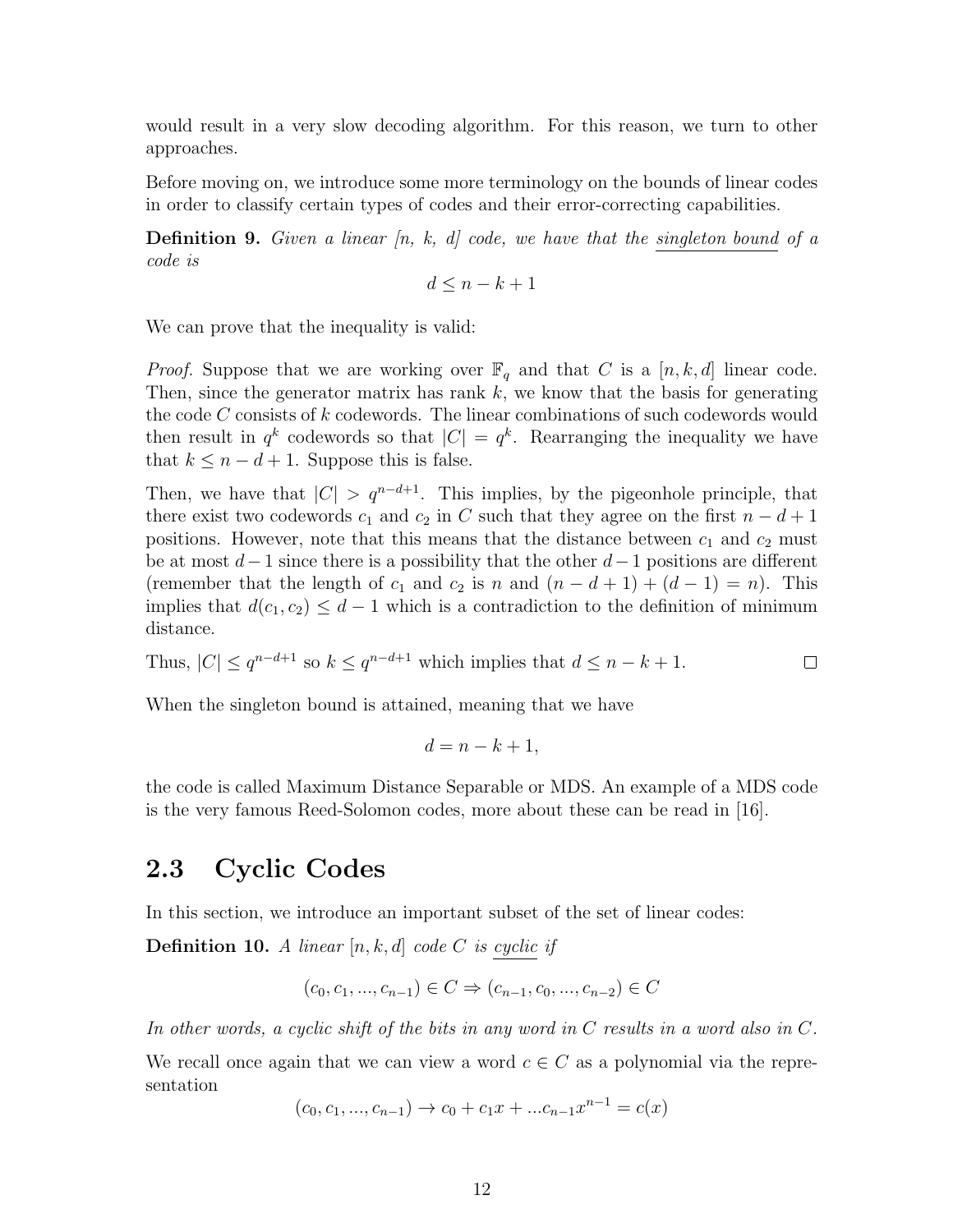would result in a very slow decoding algorithm. For this reason, we turn to other approaches.

Before moving on, we introduce some more terminology on the bounds of linear codes in order to classify certain types of codes and their error-correcting capabilities.

**Definition 9.** *Given a linear [n, k, d] code, we have that the* singleton bound *of a code is*

$$d \leq n - k + 1$$

We can prove that the inequality is valid:

*Proof.* Suppose that we are working over $\mathbb{F}_q$ and that $C$ is a $[n, k, d]$ linear code. Then, since the generator matrix has rank $k$, we know that the basis for generating the code $C$ consists of $k$ codewords. The linear combinations of such codewords would then result in $q^k$ codewords so that $|C| = q^k$. Rearranging the inequality we have that $k \leq n - d + 1$. Suppose this is false.

Then, we have that $|C| > q^{n-d+1}$. This implies, by the pigeonhole principle, that there exist two codewords $c_1$ and $c_2$ in $C$ such that they agree on the first $n - d + 1$ positions. However, note that this means that the distance between $c_1$ and $c_2$ must be at most $d - 1$ since there is a possibility that the other $d - 1$ positions are different (remember that the length of $c_1$ and $c_2$ is $n$ and $(n - d + 1) + (d - 1) = n$). This implies that $d(c_1, c_2) \leq d - 1$ which is a contradiction to the definition of minimum distance.

Thus, $|C| \leq q^{n-d+1}$ so $k \leq q^{n-d+1}$ which implies that $d \leq n - k + 1$. □

When the singleton bound is attained, meaning that we have

$$d = n - k + 1,$$

the code is called Maximum Distance Separable or MDS. An example of a MDS code is the very famous Reed-Solomon codes, more about these can be read in [16].

## 2.3 Cyclic Codes

In this section, we introduce an important subset of the set of linear codes:

**Definition 10.** *A linear $[n, k, d]$ code $C$ is* cyclic *if*

$$(c_0, c_1, ..., c_{n-1}) \in C \Rightarrow (c_{n-1}, c_0, ..., c_{n-2}) \in C$$

*In other words, a cyclic shift of the bits in any word in $C$ results in a word also in $C$.*

We recall once again that we can view a word $c \in C$ as a polynomial via the representation

$$(c_0, c_1, ..., c_{n-1}) \rightarrow c_0 + c_1 x + ...c_{n-1} x^{n-1} = c(x)$$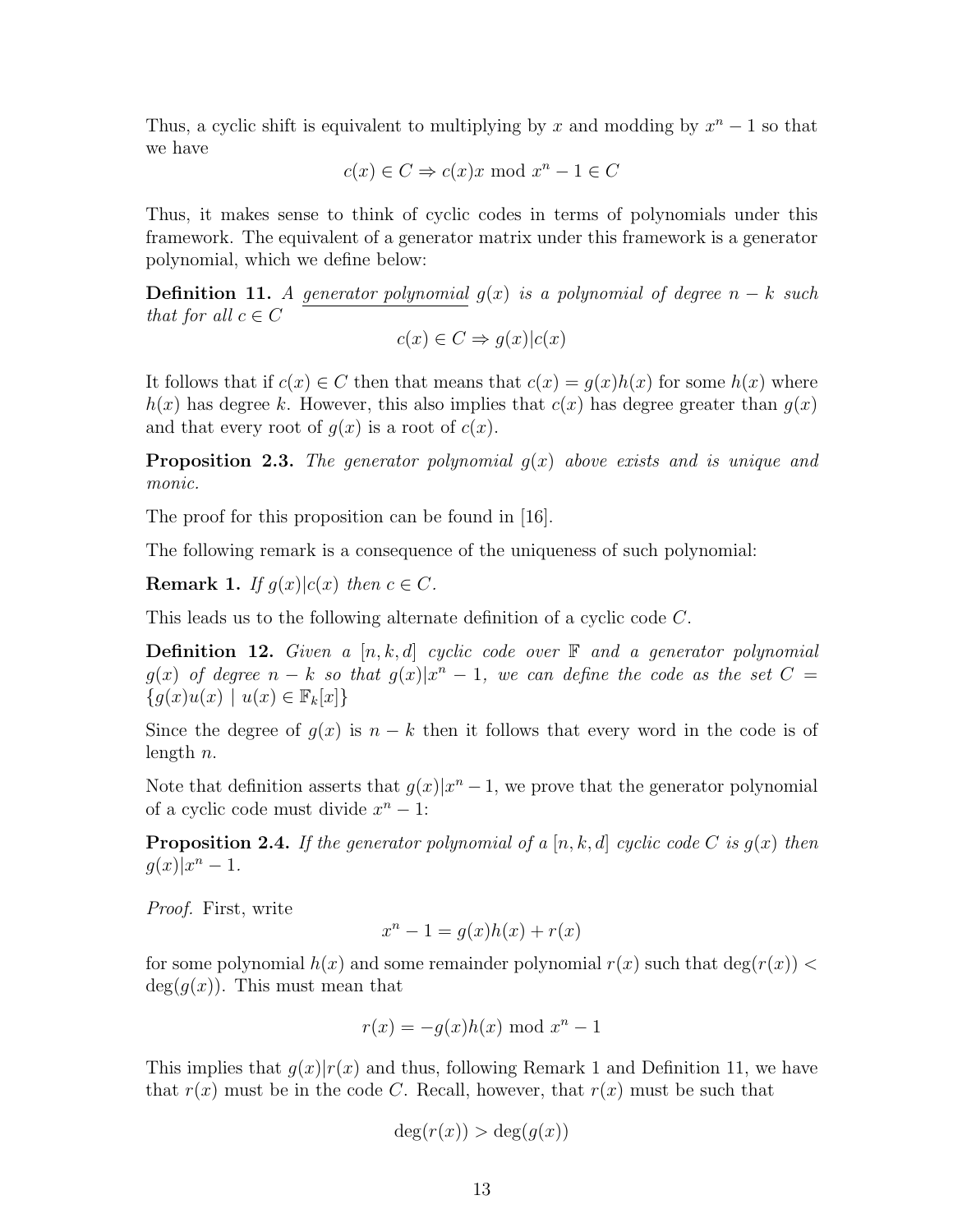Thus, a cyclic shift is equivalent to multiplying by $x$ and modding by $x^n - 1$ so that we have

$$c(x) \in C \Rightarrow c(x)x \bmod x^n - 1 \in C$$

Thus, it makes sense to think of cyclic codes in terms of polynomials under this framework. The equivalent of a generator matrix under this framework is a generator polynomial, which we define below:

**Definition 11.** *A generator polynomial $g(x)$ is a polynomial of degree $n - k$ such that for all $c \in C$*

$$c(x) \in C \Rightarrow g(x)|c(x)$$

It follows that if $c(x) \in C$ then that means that $c(x) = g(x)h(x)$ for some $h(x)$ where $h(x)$ has degree $k$. However, this also implies that $c(x)$ has degree greater than $g(x)$ and that every root of $g(x)$ is a root of $c(x)$.

**Proposition 2.3.** *The generator polynomial $g(x)$ above exists and is unique and monic.*

The proof for this proposition can be found in [16].

The following remark is a consequence of the uniqueness of such polynomial:

**Remark 1.** *If $g(x)|c(x)$ then $c \in C$.*

This leads us to the following alternate definition of a cyclic code $C$.

**Definition 12.** *Given a $[n, k, d]$ cyclic code over $\mathbb{F}$ and a generator polynomial $g(x)$ of degree $n - k$ so that $g(x)|x^n - 1$, we can define the code as the set $C = \{g(x)u(x) \mid u(x) \in \mathbb{F}_k[x]\}$*

Since the degree of $g(x)$ is $n - k$ then it follows that every word in the code is of length $n$.

Note that definition asserts that $g(x)|x^n - 1$, we prove that the generator polynomial of a cyclic code must divide $x^n - 1$:

**Proposition 2.4.** *If the generator polynomial of a $[n, k, d]$ cyclic code $C$ is $g(x)$ then $g(x)|x^n - 1$.*

*Proof.* First, write

$$x^n - 1 = g(x)h(x) + r(x)$$

for some polynomial $h(x)$ and some remainder polynomial $r(x)$ such that $\deg(r(x)) < \deg(g(x))$. This must mean that

$$r(x) = -g(x)h(x) \bmod x^n - 1$$

This implies that $g(x)|r(x)$ and thus, following Remark 1 and Definition 11, we have that $r(x)$ must be in the code $C$. Recall, however, that $r(x)$ must be such that

$$\deg(r(x)) > \deg(g(x))$$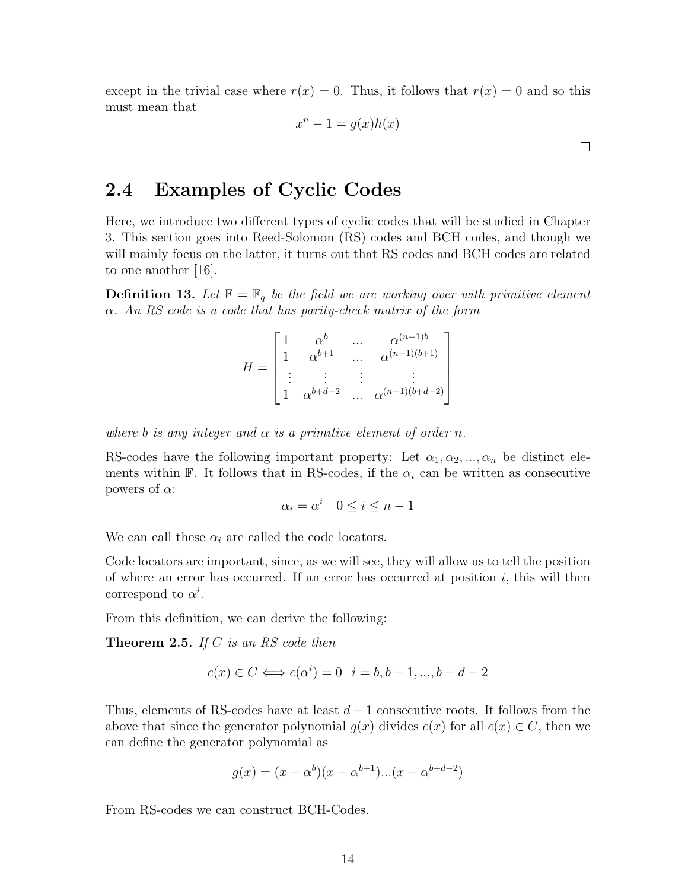except in the trivial case where $r(x) = 0$. Thus, it follows that $r(x) = 0$ and so this must mean that

$$x^n - 1 = g(x)h(x)$$

□

## 2.4 Examples of Cyclic Codes

Here, we introduce two different types of cyclic codes that will be studied in Chapter 3. This section goes into Reed-Solomon (RS) codes and BCH codes, and though we will mainly focus on the latter, it turns out that RS codes and BCH codes are related to one another [16].

**Definition 13.** *Let $\mathbb{F} = \mathbb{F}_q$ be the field we are working over with primitive element $\alpha$. An RS code is a code that has parity-check matrix of the form*

$$H = \begin{bmatrix} 1 & \alpha^b & \dots & \alpha^{(n-1)b} \\ 1 & \alpha^{b+1} & \dots & \alpha^{(n-1)(b+1)} \\ \vdots & \vdots & \vdots & \vdots \\ 1 & \alpha^{b+d-2} & \dots & \alpha^{(n-1)(b+d-2)} \end{bmatrix}$$

*where $b$ is any integer and $\alpha$ is a primitive element of order $n$.*

RS-codes have the following important property: Let $\alpha_1, \alpha_2, ..., \alpha_n$ be distinct elements within $\mathbb{F}$. It follows that in RS-codes, if the $\alpha_i$ can be written as consecutive powers of $\alpha$:

$$\alpha_i = \alpha^i \quad 0 \leq i \leq n-1$$

We can call these $\alpha_i$ are called the code locators.

Code locators are important, since, as we will see, they will allow us to tell the position of where an error has occurred. If an error has occurred at position $i$, this will then correspond to $\alpha^i$.

From this definition, we can derive the following:

**Theorem 2.5.** *If $C$ is an RS code then*

$$c(x) \in C \iff c(\alpha^i) = 0 \quad i = b, b+1, ..., b+d-2$$

Thus, elements of RS-codes have at least $d-1$ consecutive roots. It follows from the above that since the generator polynomial $g(x)$ divides $c(x)$ for all $c(x) \in C$, then we can define the generator polynomial as

$$g(x) = (x - \alpha^b)(x - \alpha^{b+1})...(x - \alpha^{b+d-2})$$

From RS-codes we can construct BCH-Codes.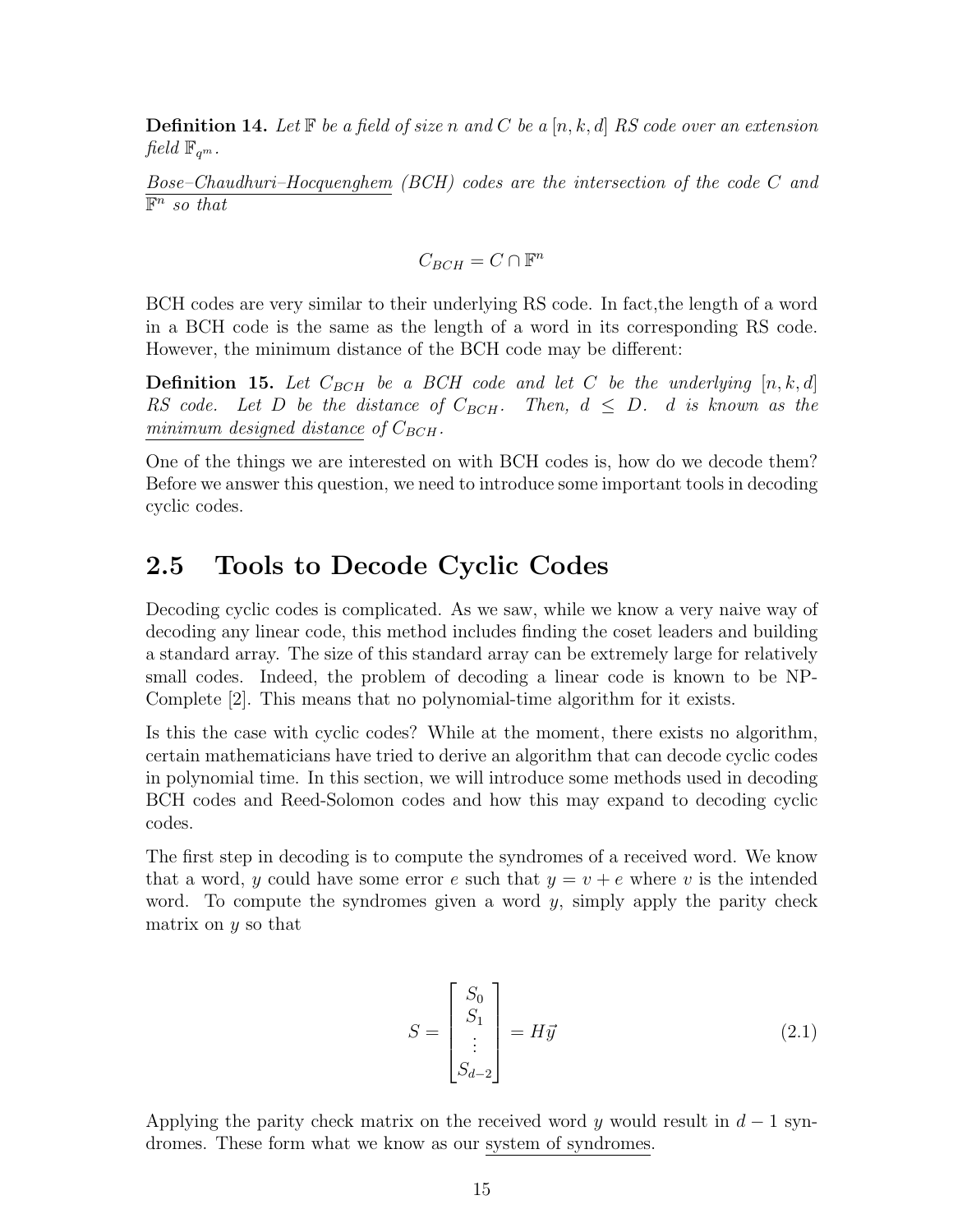**Definition 14.** *Let $\mathbb{F}$ be a field of size n and C be a $[n, k, d]$ RS code over an extension field $\mathbb{F}_{q^m}$.*

*Bose–Chaudhuri–Hocquenghem (BCH) codes are the intersection of the code C and $\mathbb{F}^n$ so that*

$$C_{BCH} = C \cap \mathbb{F}^n$$

BCH codes are very similar to their underlying RS code. In fact,the length of a word in a BCH code is the same as the length of a word in its corresponding RS code. However, the minimum distance of the BCH code may be different:

**Definition 15.** *Let $C_{BCH}$ be a BCH code and let C be the underlying $[n, k, d]$ RS code. Let D be the distance of $C_{BCH}$. Then, $d \leq D$. d is known as the minimum designed distance of $C_{BCH}$.*

One of the things we are interested on with BCH codes is, how do we decode them? Before we answer this question, we need to introduce some important tools in decoding cyclic codes.

## 2.5 Tools to Decode Cyclic Codes

Decoding cyclic codes is complicated. As we saw, while we know a very naive way of decoding any linear code, this method includes finding the coset leaders and building a standard array. The size of this standard array can be extremely large for relatively small codes. Indeed, the problem of decoding a linear code is known to be NP-Complete [2]. This means that no polynomial-time algorithm for it exists.

Is this the case with cyclic codes? While at the moment, there exists no algorithm, certain mathematicians have tried to derive an algorithm that can decode cyclic codes in polynomial time. In this section, we will introduce some methods used in decoding BCH codes and Reed-Solomon codes and how this may expand to decoding cyclic codes.

The first step in decoding is to compute the syndromes of a received word. We know that a word, $y$ could have some error $e$ such that $y = v + e$ where $v$ is the intended word. To compute the syndromes given a word $y$, simply apply the parity check matrix on $y$ so that

$$S = \begin{bmatrix} S_0 \\ S_1 \\ \vdots \\ S_{d-2} \end{bmatrix} = H\vec{y} \tag{2.1}$$

Applying the parity check matrix on the received word $y$ would result in $d - 1$ syndromes. These form what we know as our system of syndromes.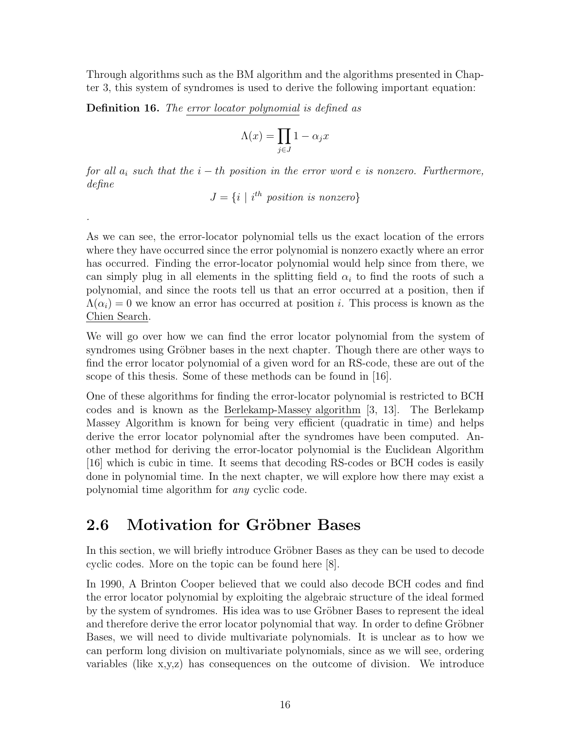Through algorithms such as the BM algorithm and the algorithms presented in Chapter 3, this system of syndromes is used to derive the following important equation:

**Definition 16.** *The error locator polynomial is defined as*

$$\Lambda(x) = \prod_{j \in J} 1 - \alpha_j x$$

*for all $a_i$ such that the $i-th$ position in the error word $e$ is nonzero. Furthermore, define*

$$J = \{i \mid i^{th} \text{ position is nonzero}\}$$

.

As we can see, the error-locator polynomial tells us the exact location of the errors where they have occurred since the error polynomial is nonzero exactly where an error has occurred. Finding the error-locator polynomial would help since from there, we can simply plug in all elements in the splitting field $\alpha_i$ to find the roots of such a polynomial, and since the roots tell us that an error occurred at a position, then if $\Lambda(\alpha_i) = 0$ we know an error has occurred at position $i$. This process is known as the Chien Search.

We will go over how we can find the error locator polynomial from the system of syndromes using Gröbner bases in the next chapter. Though there are other ways to find the error locator polynomial of a given word for an RS-code, these are out of the scope of this thesis. Some of these methods can be found in [16].

One of these algorithms for finding the error-locator polynomial is restricted to BCH codes and is known as the Berlekamp-Massey algorithm [3, 13]. The Berlekamp Massey Algorithm is known for being very efficient (quadratic in time) and helps derive the error locator polynomial after the syndromes have been computed. Another method for deriving the error-locator polynomial is the Euclidean Algorithm [16] which is cubic in time. It seems that decoding RS-codes or BCH codes is easily done in polynomial time. In the next chapter, we will explore how there may exist a polynomial time algorithm for *any* cyclic code.

## 2.6 Motivation for Gröbner Bases

In this section, we will briefly introduce Gröbner Bases as they can be used to decode cyclic codes. More on the topic can be found here [8].

In 1990, A Brinton Cooper believed that we could also decode BCH codes and find the error locator polynomial by exploiting the algebraic structure of the ideal formed by the system of syndromes. His idea was to use Gröbner Bases to represent the ideal and therefore derive the error locator polynomial that way. In order to define Gröbner Bases, we will need to divide multivariate polynomials. It is unclear as to how we can perform long division on multivariate polynomials, since as we will see, ordering variables (like x,y,z) has consequences on the outcome of division. We introduce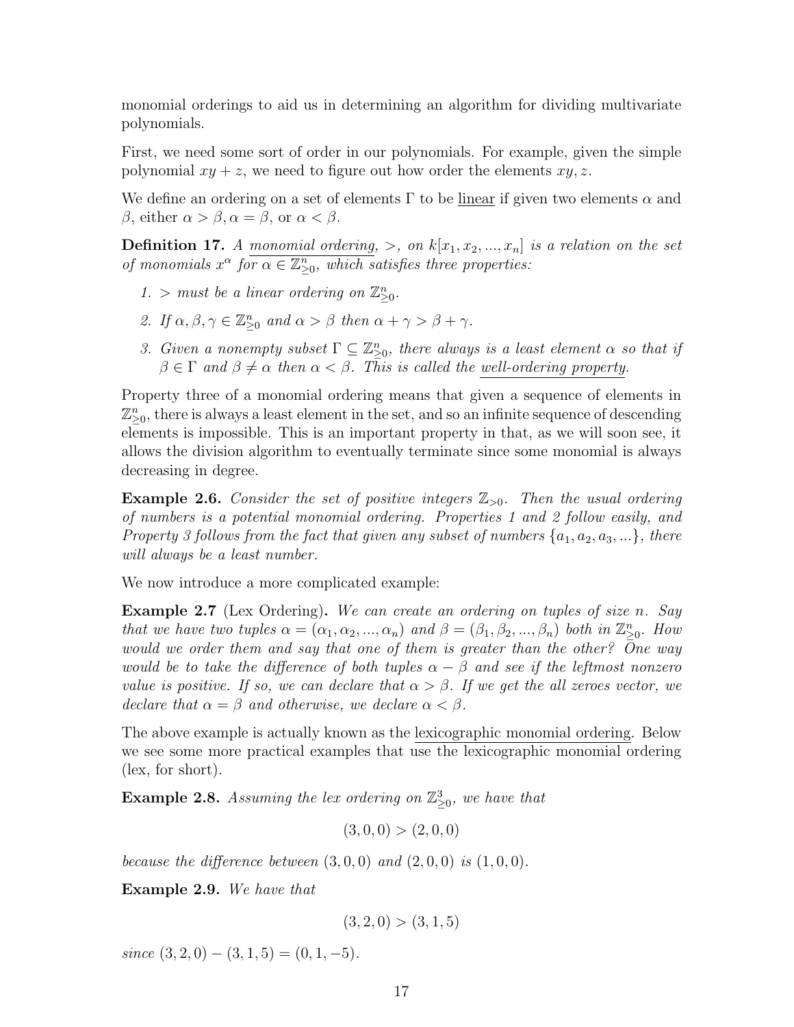monomial orderings to aid us in determining an algorithm for dividing multivariate polynomials.

First, we need some sort of order in our polynomials. For example, given the simple polynomial $xy + z$, we need to figure out how order the elements $xy, z$.

We define an ordering on a set of elements $\Gamma$ to be linear if given two elements $\alpha$ and $\beta$, either $\alpha > \beta, \alpha = \beta$, or $\alpha < \beta$.

**Definition 17.** *A monomial ordering, $>$, on $k[x_1, x_2, ..., x_n]$ is a relation on the set of monomials $x^\alpha$ for $\alpha \in \mathbb{Z}^n_{\geq 0}$, which satisfies three properties:*

1. *$>$ must be a linear ordering on $\mathbb{Z}^n_{\geq 0}$.*
2. *If $\alpha, \beta, \gamma \in \mathbb{Z}^n_{\geq 0}$ and $\alpha > \beta$ then $\alpha + \gamma > \beta + \gamma$.*
3. *Given a nonempty subset $\Gamma \subseteq \mathbb{Z}^n_{\geq 0}$, there always is a least element $\alpha$ so that if $\beta \in \Gamma$ and $\beta \neq \alpha$ then $\alpha < \beta$. This is called the well-ordering property.*

Property three of a monomial ordering means that given a sequence of elements in $\mathbb{Z}^n_{\geq 0}$, there is always a least element in the set, and so an infinite sequence of descending elements is impossible. This is an important property in that, as we will soon see, it allows the division algorithm to eventually terminate since some monomial is always decreasing in degree.

**Example 2.6.** *Consider the set of positive integers $\mathbb{Z}_{>0}$. Then the usual ordering of numbers is a potential monomial ordering. Properties 1 and 2 follow easily, and Property 3 follows from the fact that given any subset of numbers $\{a_1, a_2, a_3, ...\}$, there will always be a least number.*

We now introduce a more complicated example:

**Example 2.7** (Lex Ordering)**.** *We can create an ordering on tuples of size $n$. Say that we have two tuples $\alpha = (\alpha_1, \alpha_2, ..., \alpha_n)$ and $\beta = (\beta_1, \beta_2, ..., \beta_n)$ both in $\mathbb{Z}^n_{\geq 0}$. How would we order them and say that one of them is greater than the other? One way would be to take the difference of both tuples $\alpha - \beta$ and see if the leftmost nonzero value is positive. If so, we can declare that $\alpha > \beta$. If we get the all zeroes vector, we declare that $\alpha = \beta$ and otherwise, we declare $\alpha < \beta$.*

The above example is actually known as the lexicographic monomial ordering. Below we see some more practical examples that use the lexicographic monomial ordering (lex, for short).

**Example 2.8.** *Assuming the lex ordering on $\mathbb{Z}^3_{\geq 0}$, we have that*

$$(3, 0, 0) > (2, 0, 0)$$

*because the difference between $(3, 0, 0)$ and $(2, 0, 0)$ is $(1, 0, 0)$.*

**Example 2.9.** *We have that*

$$(3, 2, 0) > (3, 1, 5)$$

*since $(3, 2, 0) - (3, 1, 5) = (0, 1, -5)$.*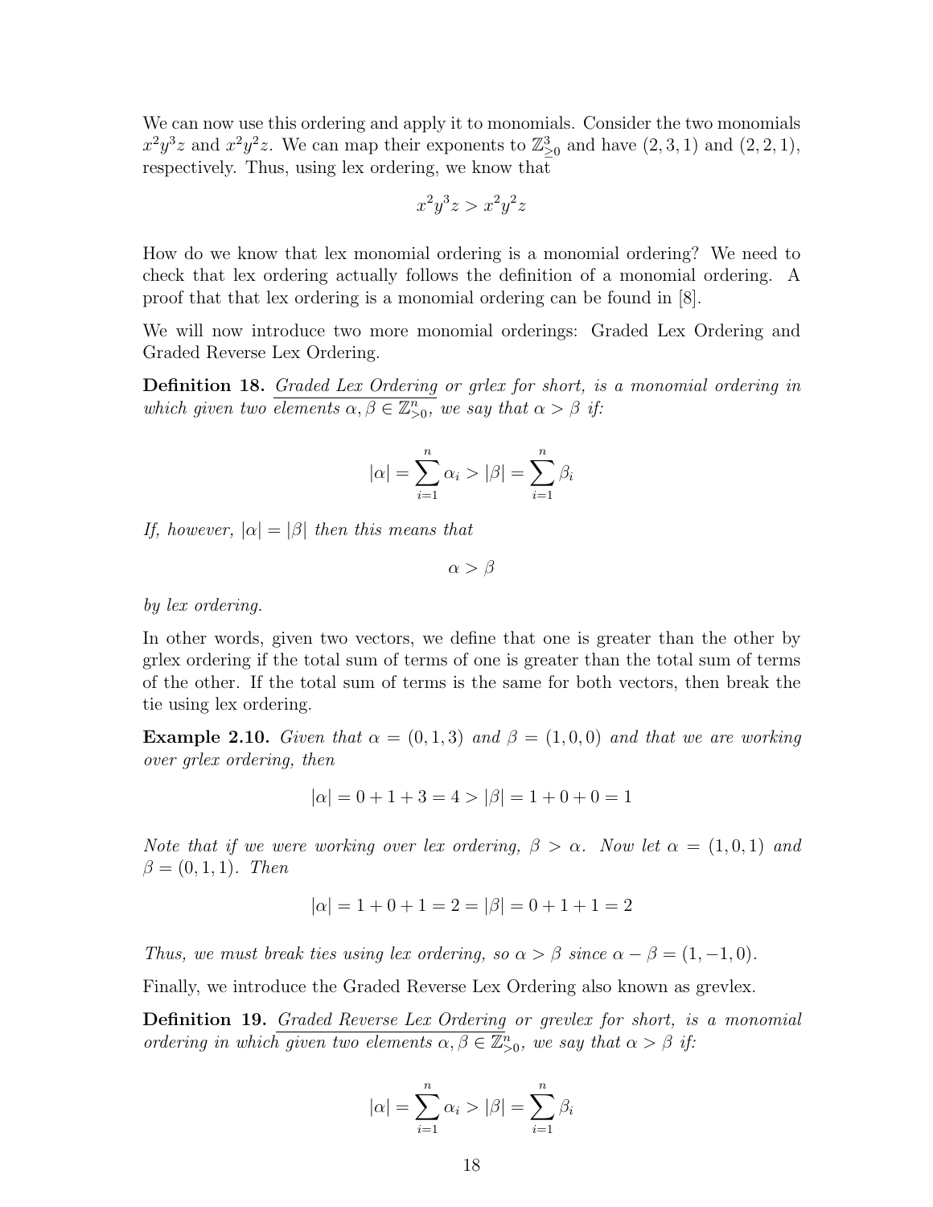We can now use this ordering and apply it to monomials. Consider the two monomials $x^2y^3z$ and $x^2y^2z$. We can map their exponents to $\mathbb{Z}^3_{\geq 0}$ and have $(2, 3, 1)$ and $(2, 2, 1)$, respectively. Thus, using lex ordering, we know that

$$x^2y^3z > x^2y^2z$$

How do we know that lex monomial ordering is a monomial ordering? We need to check that lex ordering actually follows the definition of a monomial ordering. A proof that that lex ordering is a monomial ordering can be found in [8].

We will now introduce two more monomial orderings: Graded Lex Ordering and Graded Reverse Lex Ordering.

**Definition 18.** *Graded Lex Ordering or grlex for short, is a monomial ordering in which given two elements $\alpha, \beta \in \mathbb{Z}^n_{>0}$, we say that $\alpha > \beta$ if:*

$$|\alpha| = \sum_{i=1}^{n} \alpha_i > |\beta| = \sum_{i=1}^{n} \beta_i$$

*If, however, $|\alpha| = |\beta|$ then this means that*

$$\alpha > \beta$$

*by lex ordering.*

In other words, given two vectors, we define that one is greater than the other by grlex ordering if the total sum of terms of one is greater than the total sum of terms of the other. If the total sum of terms is the same for both vectors, then break the tie using lex ordering.

**Example 2.10.** *Given that $\alpha = (0, 1, 3)$ and $\beta = (1, 0, 0)$ and that we are working over grlex ordering, then*

$$|\alpha| = 0 + 1 + 3 = 4 > |\beta| = 1 + 0 + 0 = 1$$

*Note that if we were working over lex ordering, $\beta > \alpha$. Now let $\alpha = (1, 0, 1)$ and $\beta = (0, 1, 1)$. Then*

$$|\alpha| = 1 + 0 + 1 = 2 = |\beta| = 0 + 1 + 1 = 2$$

*Thus, we must break ties using lex ordering, so $\alpha > \beta$ since $\alpha - \beta = (1, -1, 0)$.*

Finally, we introduce the Graded Reverse Lex Ordering also known as grevlex.

**Definition 19.** *Graded Reverse Lex Ordering or grevlex for short, is a monomial ordering in which given two elements $\alpha, \beta \in \mathbb{Z}^n_{>0}$, we say that $\alpha > \beta$ if:*

$$|\alpha| = \sum_{i=1}^{n} \alpha_i > |\beta| = \sum_{i=1}^{n} \beta_i$$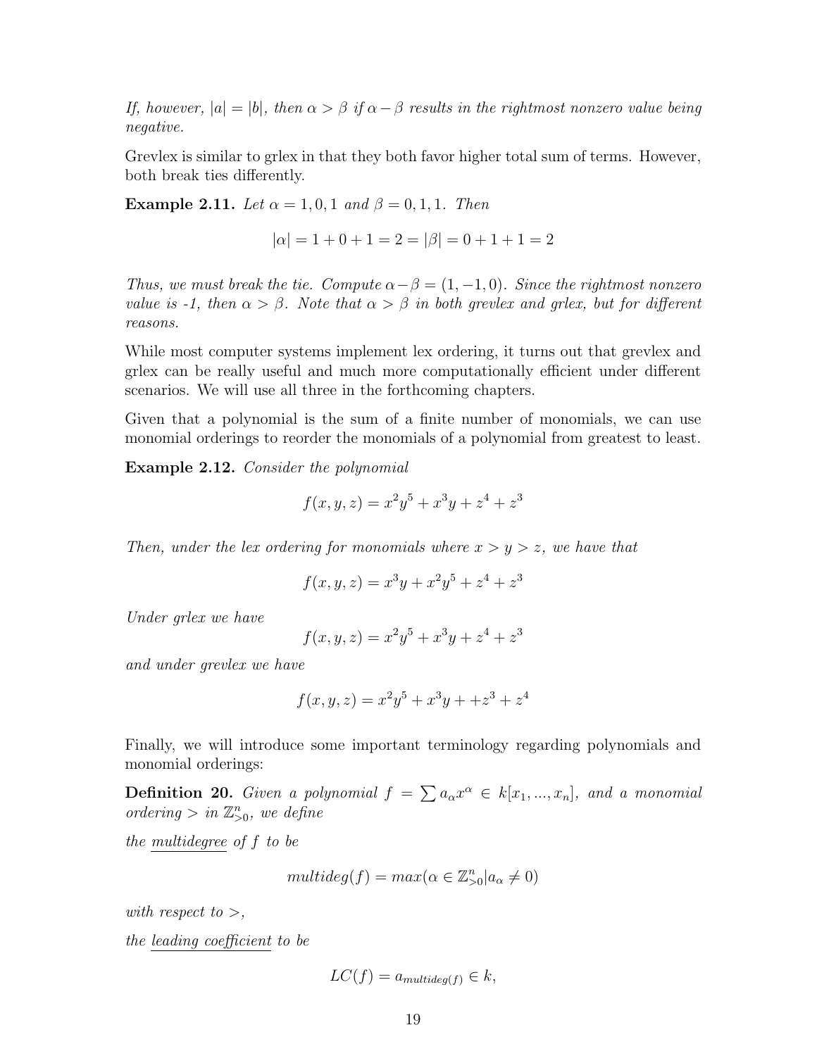*If, however, $|a| = |b|$, then $\alpha > \beta$ if $\alpha - \beta$ results in the rightmost nonzero value being negative.*

Grevlex is similar to grlex in that they both favor higher total sum of terms. However, both break ties differently.

**Example 2.11.** *Let $\alpha = 1, 0, 1$ and $\beta = 0, 1, 1$. Then*

$$|\alpha| = 1 + 0 + 1 = 2 = |\beta| = 0 + 1 + 1 = 2$$

*Thus, we must break the tie. Compute $\alpha - \beta = (1, -1, 0)$. Since the rightmost nonzero value is -1, then $\alpha > \beta$. Note that $\alpha > \beta$ in both grevlex and grlex, but for different reasons.*

While most computer systems implement lex ordering, it turns out that grevlex and grlex can be really useful and much more computationally efficient under different scenarios. We will use all three in the forthcoming chapters.

Given that a polynomial is the sum of a finite number of monomials, we can use monomial orderings to reorder the monomials of a polynomial from greatest to least.

**Example 2.12.** *Consider the polynomial*

$$f(x, y, z) = x^2y^5 + x^3y + z^4 + z^3$$

*Then, under the lex ordering for monomials where $x > y > z$, we have that*

$$f(x, y, z) = x^3y + x^2y^5 + z^4 + z^3$$

*Under grlex we have*

$$f(x, y, z) = x^2y^5 + x^3y + z^4 + z^3$$

*and under grevlex we have*

$$f(x, y, z) = x^2y^5 + x^3y + +z^3 + z^4$$

Finally, we will introduce some important terminology regarding polynomials and monomial orderings:

**Definition 20.** *Given a polynomial $f = \sum a_\alpha x^\alpha \in k[x_1, ..., x_n]$, and a monomial ordering $>$ in $\mathbb{Z}^n_{>0}$, we define*

*the <u>multidegree</u> of $f$ to be*

$$multideg(f) = max(\alpha \in \mathbb{Z}^n_{>0} | a_\alpha \neq 0)$$

*with respect to $>$,*

*the <u>leading coefficient</u> to be*

$$LC(f) = a_{multideg(f)} \in k,$$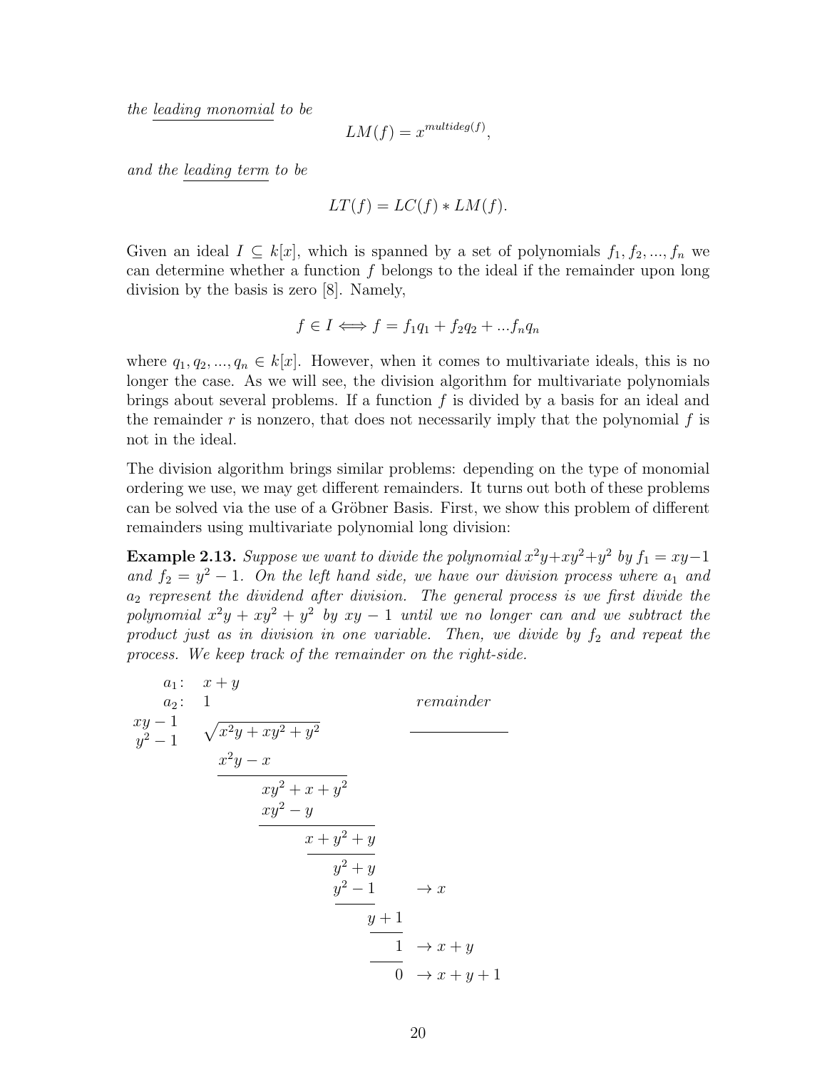*the* <u>*leading monomial*</u> *to be*

$$LM(f) = x^{multideg(f)},$$

*and the* <u>*leading term*</u> *to be*

$$LT(f) = LC(f) * LM(f).$$

Given an ideal $I \subseteq k[x]$, which is spanned by a set of polynomials $f_1, f_2, ..., f_n$ we can determine whether a function $f$ belongs to the ideal if the remainder upon long division by the basis is zero [8]. Namely,

$$f \in I \Longleftrightarrow f = f_1 q_1 + f_2 q_2 + ... f_n q_n$$

where $q_1, q_2, ..., q_n \in k[x]$. However, when it comes to multivariate ideals, this is no longer the case. As we will see, the division algorithm for multivariate polynomials brings about several problems. If a function $f$ is divided by a basis for an ideal and the remainder $r$ is nonzero, that does not necessarily imply that the polynomial $f$ is not in the ideal.

The division algorithm brings similar problems: depending on the type of monomial ordering we use, we may get different remainders. It turns out both of these problems can be solved via the use of a Gröbner Basis. First, we show this problem of different remainders using multivariate polynomial long division:

**Example 2.13.** *Suppose we want to divide the polynomial $x^2y + xy^2 + y^2$ by $f_1 = xy - 1$ and $f_2 = y^2 - 1$. On the left hand side, we have our division process where $a_1$ and $a_2$ represent the dividend after division. The general process is we first divide the polynomial $x^2y + xy^2 + y^2$ by $xy - 1$ until we no longer can and we subtract the product just as in division in one variable. Then, we divide by $f_2$ and repeat the process. We keep track of the remainder on the right-side.*

$$
\begin{array}{lll}
a_1: & x + y & \\
a_2: & 1 & \qquad\qquad \textit{remainder} \\
\begin{array}{l} xy - 1 \\ y^2 - 1 \end{array} & \sqrt{x^2y + xy^2 + y^2} & \qquad\qquad \underline{\qquad\qquad} \\
& \underline{x^2y - x} & \\
& \quad xy^2 + x + y^2 & \\
& \quad \underline{xy^2 - y} & \\
& \qquad \underline{x + y^2 + y} & \\
& \qquad\quad y^2 + y & \\
& \qquad\quad \underline{y^2 - 1} & \rightarrow x \\
& \qquad\qquad \underline{y + 1} & \\
& \qquad\qquad\quad \underline{1} & \rightarrow x + y \\
& \qquad\qquad\quad 0 & \rightarrow x + y + 1
\end{array}
$$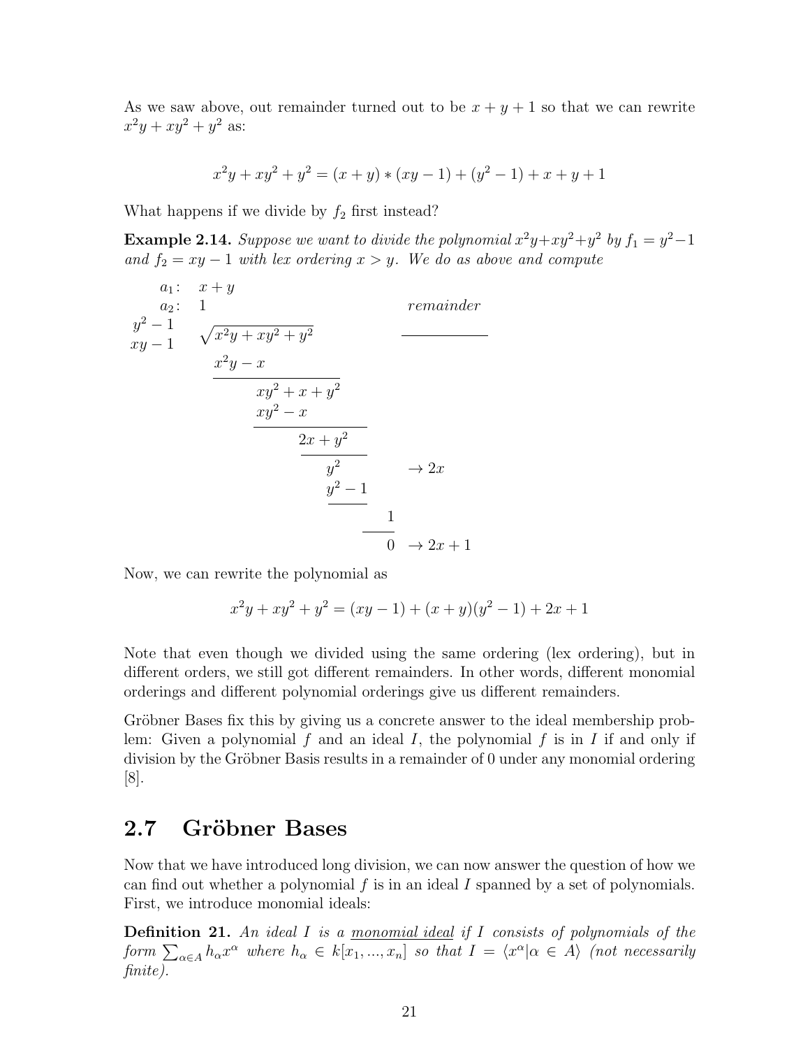As we saw above, out remainder turned out to be $x + y + 1$ so that we can rewrite $x^2y + xy^2 + y^2$ as:

$$x^2y + xy^2 + y^2 = (x + y) * (xy - 1) + (y^2 - 1) + x + y + 1$$

What happens if we divide by $f_2$ first instead?

**Example 2.14.** *Suppose we want to divide the polynomial $x^2y+xy^2+y^2$ by $f_1 = y^2-1$ and $f_2 = xy - 1$ with lex ordering $x > y$. We do as above and compute*

$$
\begin{array}{llll}
a_1: & x + y & & \\
a_2: & 1 & & \textit{remainder} \\
y^2 - 1 & \sqrt{x^2y + xy^2 + y^2} & & \underline{\qquad\qquad} \\
xy - 1 & & & \\
 & \underline{x^2y - x} & & \\
 & \quad xy^2 + x + y^2 & & \\
 & \quad \underline{xy^2 - x} & & \\
 & \qquad 2x + y^2 & & \\
 & \qquad \underline{\quad y^2} & \rightarrow 2x & \\
 & \qquad \underline{\quad y^2 - 1} & & \\
 & \qquad\qquad \underline{1} & & \\
 & \qquad\qquad 0 & \rightarrow 2x + 1 &
\end{array}
$$

Now, we can rewrite the polynomial as

$$x^2y + xy^2 + y^2 = (xy - 1) + (x + y)(y^2 - 1) + 2x + 1$$

Note that even though we divided using the same ordering (lex ordering), but in different orders, we still got different remainders. In other words, different monomial orderings and different polynomial orderings give us different remainders.

Gröbner Bases fix this by giving us a concrete answer to the ideal membership problem: Given a polynomial $f$ and an ideal $I$, the polynomial $f$ is in $I$ if and only if division by the Gröbner Basis results in a remainder of 0 under any monomial ordering [8].

## 2.7 Gröbner Bases

Now that we have introduced long division, we can now answer the question of how we can find out whether a polynomial $f$ is in an ideal $I$ spanned by a set of polynomials. First, we introduce monomial ideals:

**Definition 21.** *An ideal $I$ is a <u>monomial ideal</u> if $I$ consists of polynomials of the form $\sum_{\alpha \in A} h_\alpha x^\alpha$ where $h_\alpha \in k[x_1, ..., x_n]$ so that $I = \langle x^\alpha | \alpha \in A \rangle$ (not necessarily finite).*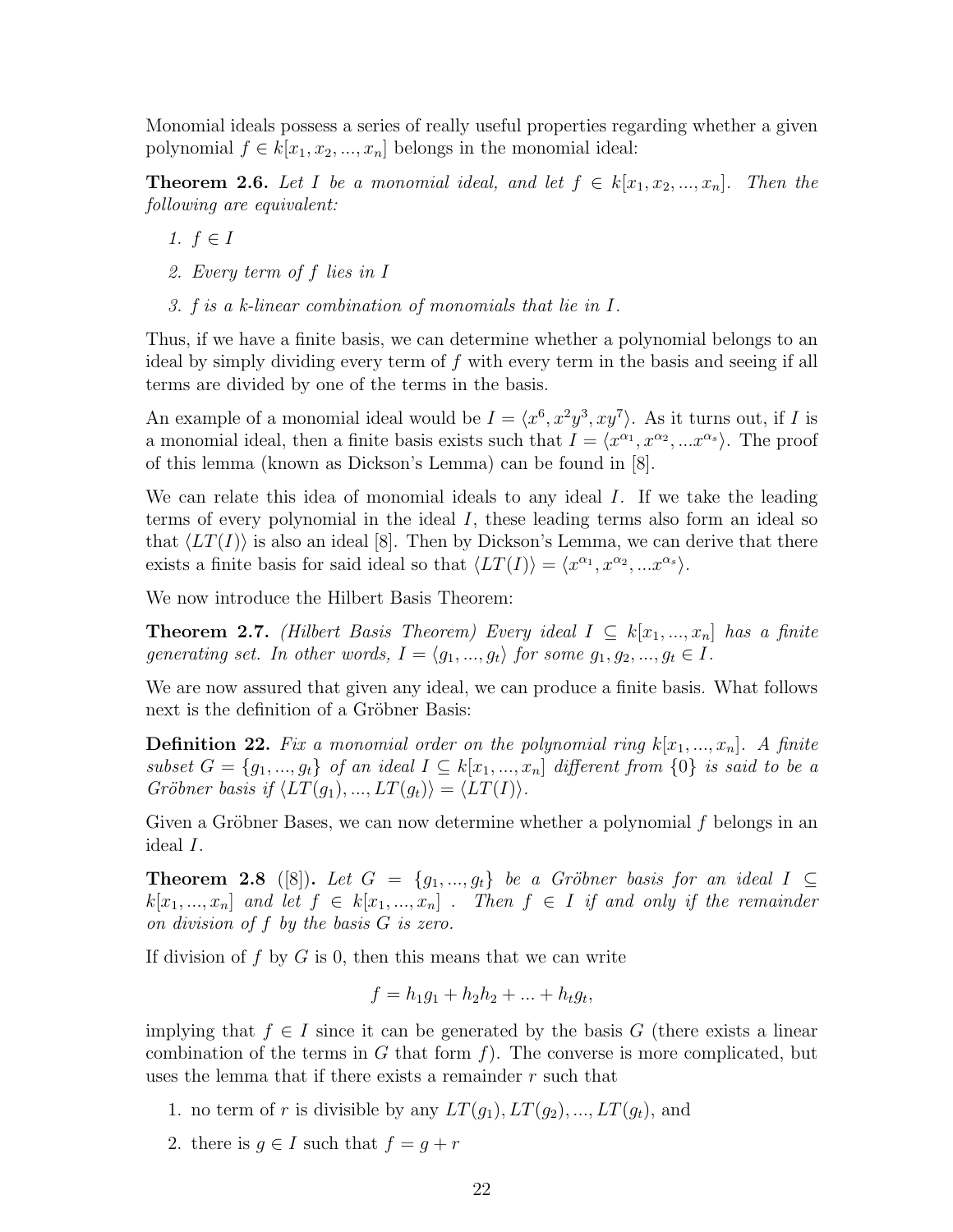Monomial ideals possess a series of really useful properties regarding whether a given polynomial $f \in k[x_1, x_2, ..., x_n]$ belongs in the monomial ideal:

**Theorem 2.6.** *Let $I$ be a monomial ideal, and let $f \in k[x_1, x_2, ..., x_n]$. Then the following are equivalent:*

1. *$f \in I$*
2. *Every term of $f$ lies in $I$*
3. *$f$ is a $k$-linear combination of monomials that lie in $I$.*

Thus, if we have a finite basis, we can determine whether a polynomial belongs to an ideal by simply dividing every term of $f$ with every term in the basis and seeing if all terms are divided by one of the terms in the basis.

An example of a monomial ideal would be $I = \langle x^6, x^2y^3, xy^7 \rangle$. As it turns out, if $I$ is a monomial ideal, then a finite basis exists such that $I = \langle x^{\alpha_1}, x^{\alpha_2}, ...x^{\alpha_s} \rangle$. The proof of this lemma (known as Dickson's Lemma) can be found in [8].

We can relate this idea of monomial ideals to any ideal $I$. If we take the leading terms of every polynomial in the ideal $I$, these leading terms also form an ideal so that $\langle LT(I) \rangle$ is also an ideal [8]. Then by Dickson's Lemma, we can derive that there exists a finite basis for said ideal so that $\langle LT(I) \rangle = \langle x^{\alpha_1}, x^{\alpha_2}, ...x^{\alpha_s} \rangle$.

We now introduce the Hilbert Basis Theorem:

**Theorem 2.7.** *(Hilbert Basis Theorem) Every ideal $I \subseteq k[x_1, ..., x_n]$ has a finite generating set. In other words, $I = \langle g_1, ..., g_t \rangle$ for some $g_1, g_2, ..., g_t \in I$.*

We are now assured that given any ideal, we can produce a finite basis. What follows next is the definition of a Gröbner Basis:

**Definition 22.** *Fix a monomial order on the polynomial ring $k[x_1, ..., x_n]$. A finite subset $G = \{g_1, ..., g_t\}$ of an ideal $I \subseteq k[x_1, ..., x_n]$ different from $\{0\}$ is said to be a Gröbner basis if $\langle LT(g_1), ..., LT(g_t) \rangle = \langle LT(I) \rangle$.*

Given a Gröbner Bases, we can now determine whether a polynomial $f$ belongs in an ideal $I$.

**Theorem 2.8** ([8])**.** *Let $G = \{g_1, ..., g_t\}$ be a Gröbner basis for an ideal $I \subseteq k[x_1, ..., x_n]$ and let $f \in k[x_1, ..., x_n]$ . Then $f \in I$ if and only if the remainder on division of $f$ by the basis $G$ is zero.*

If division of $f$ by $G$ is 0, then this means that we can write

$$f = h_1 g_1 + h_2 h_2 + ... + h_t g_t,$$

implying that $f \in I$ since it can be generated by the basis $G$ (there exists a linear combination of the terms in $G$ that form $f$). The converse is more complicated, but uses the lemma that if there exists a remainder $r$ such that

1. no term of $r$ is divisible by any $LT(g_1), LT(g_2), ..., LT(g_t)$, and
2. there is $g \in I$ such that $f = g + r$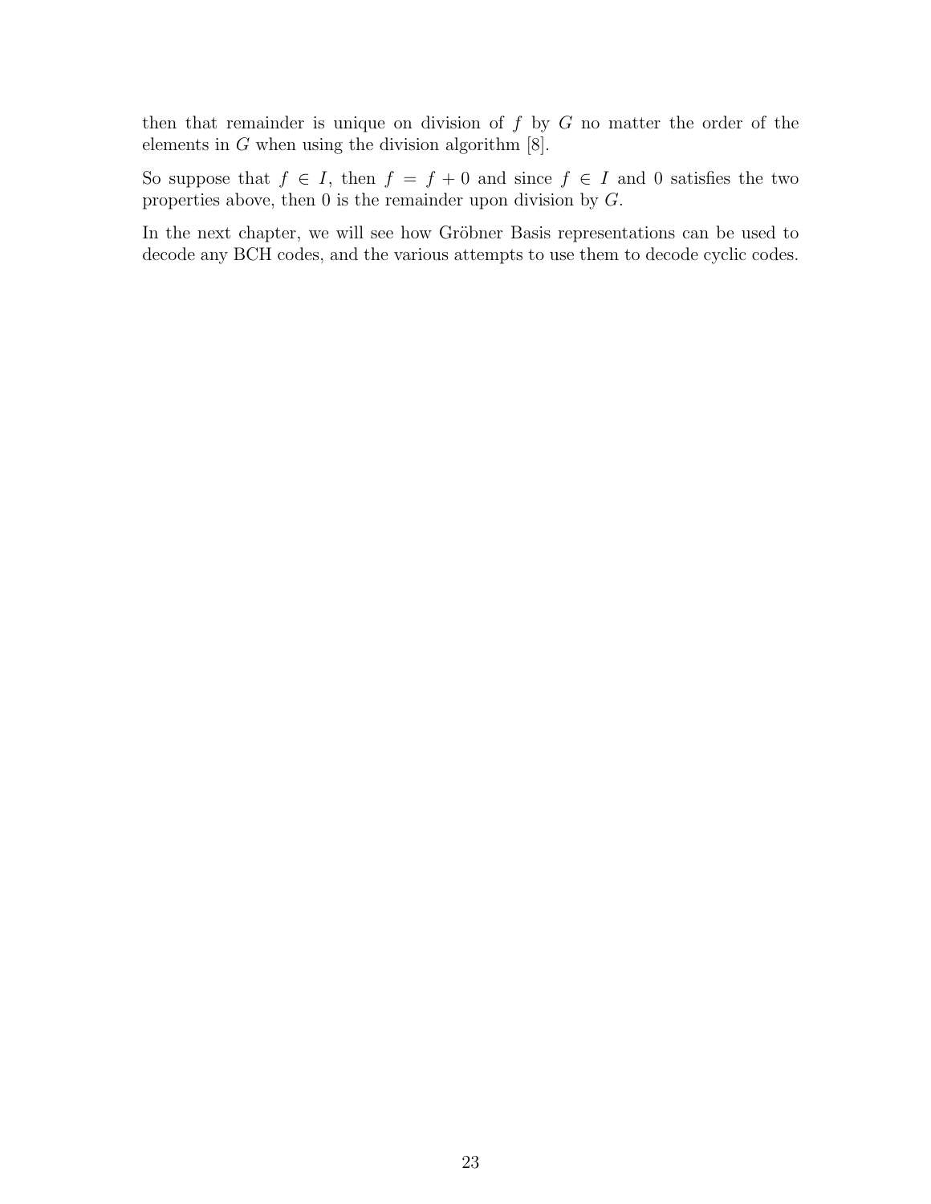then that remainder is unique on division of $f$ by $G$ no matter the order of the elements in $G$ when using the division algorithm [8].

So suppose that $f \in I$, then $f = f + 0$ and since $f \in I$ and 0 satisfies the two properties above, then 0 is the remainder upon division by $G$.

In the next chapter, we will see how Gröbner Basis representations can be used to decode any BCH codes, and the various attempts to use them to decode cyclic codes.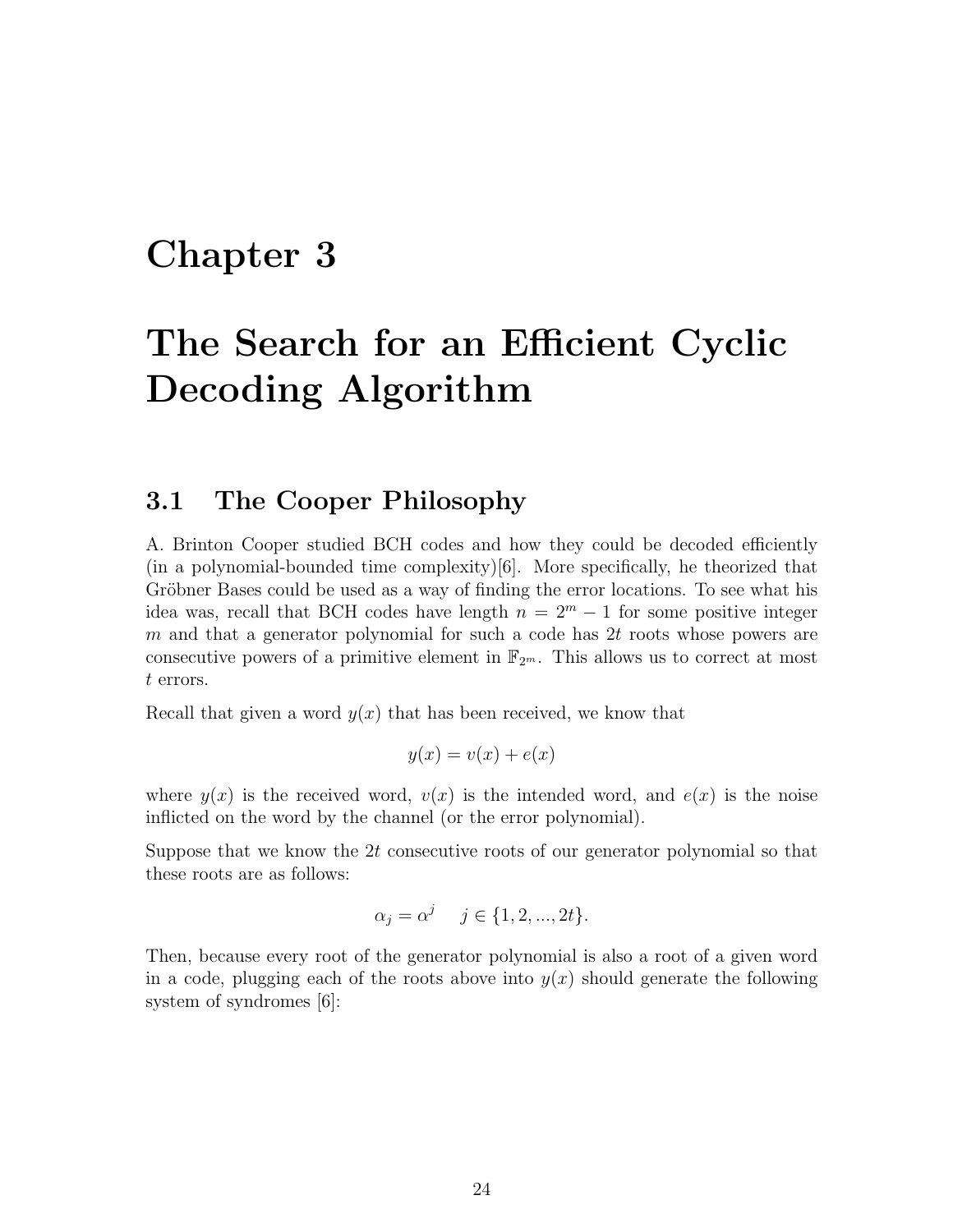# Chapter 3

# The Search for an Efficient Cyclic Decoding Algorithm

## 3.1 The Cooper Philosophy

A. Brinton Cooper studied BCH codes and how they could be decoded efficiently (in a polynomial-bounded time complexity)[6]. More specifically, he theorized that Gröbner Bases could be used as a way of finding the error locations. To see what his idea was, recall that BCH codes have length $n = 2^m - 1$ for some positive integer $m$ and that a generator polynomial for such a code has $2t$ roots whose powers are consecutive powers of a primitive element in $\mathbb{F}_{2^m}$. This allows us to correct at most $t$ errors.

Recall that given a word $y(x)$ that has been received, we know that

$$y(x) = v(x) + e(x)$$

where $y(x)$ is the received word, $v(x)$ is the intended word, and $e(x)$ is the noise inflicted on the word by the channel (or the error polynomial).

Suppose that we know the $2t$ consecutive roots of our generator polynomial so that these roots are as follows:

$$\alpha_j = \alpha^j \quad j \in \{1, 2, ..., 2t\}.$$

Then, because every root of the generator polynomial is also a root of a given word in a code, plugging each of the roots above into $y(x)$ should generate the following system of syndromes [6]: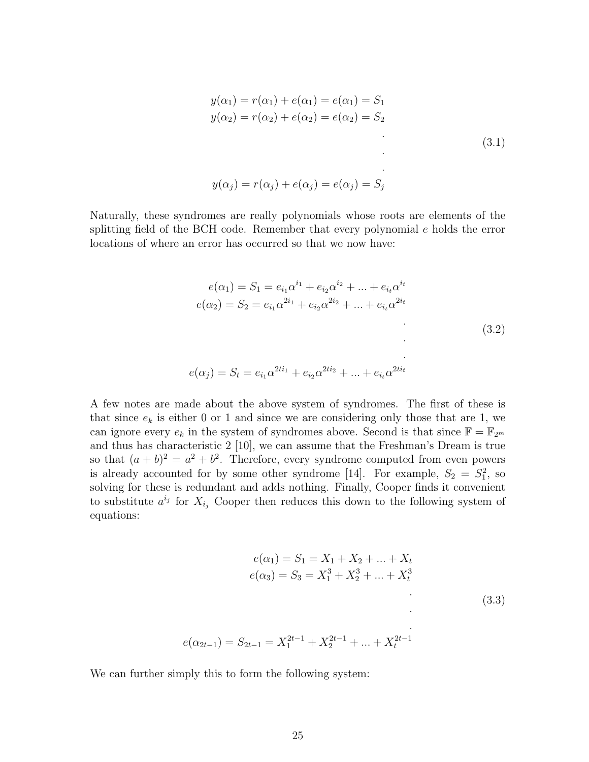$$
\begin{aligned}
y(\alpha_1) &= r(\alpha_1) + e(\alpha_1) = e(\alpha_1) = S_1 \\
y(\alpha_2) &= r(\alpha_2) + e(\alpha_2) = e(\alpha_2) = S_2 \\
&\quad\vdots \\
y(\alpha_j) &= r(\alpha_j) + e(\alpha_j) = e(\alpha_j) = S_j
\end{aligned}
\tag{3.1}
$$

Naturally, these syndromes are really polynomials whose roots are elements of the splitting field of the BCH code. Remember that every polynomial $e$ holds the error locations of where an error has occurred so that we now have:

$$
\begin{aligned}
e(\alpha_1) &= S_1 = e_{i_1}\alpha^{i_1} + e_{i_2}\alpha^{i_2} + ... + e_{i_t}\alpha^{i_t} \\
e(\alpha_2) &= S_2 = e_{i_1}\alpha^{2i_1} + e_{i_2}\alpha^{2i_2} + ... + e_{i_t}\alpha^{2i_t} \\
&\quad\vdots \\
e(\alpha_j) &= S_t = e_{i_1}\alpha^{2ti_1} + e_{i_2}\alpha^{2ti_2} + ... + e_{i_t}\alpha^{2ti_t}
\end{aligned}
\tag{3.2}
$$

A few notes are made about the above system of syndromes. The first of these is that since $e_k$ is either 0 or 1 and since we are considering only those that are 1, we can ignore every $e_k$ in the system of syndromes above. Second is that since $\mathbb{F} = \mathbb{F}_{2^m}$ and thus has characteristic 2 [10], we can assume that the Freshman's Dream is true so that $(a + b)^2 = a^2 + b^2$. Therefore, every syndrome computed from even powers is already accounted for by some other syndrome [14]. For example, $S_2 = S_1^2$, so solving for these is redundant and adds nothing. Finally, Cooper finds it convenient to substitute $a^{i_j}$ for $X_{i_j}$ Cooper then reduces this down to the following system of equations:

$$
\begin{aligned}
e(\alpha_1) &= S_1 = X_1 + X_2 + ... + X_t \\
e(\alpha_3) &= S_3 = X_1^3 + X_2^3 + ... + X_t^3 \\
&\quad\vdots \\
e(\alpha_{2t-1}) &= S_{2t-1} = X_1^{2t-1} + X_2^{2t-1} + ... + X_t^{2t-1}
\end{aligned}
\tag{3.3}
$$

We can further simply this to form the following system: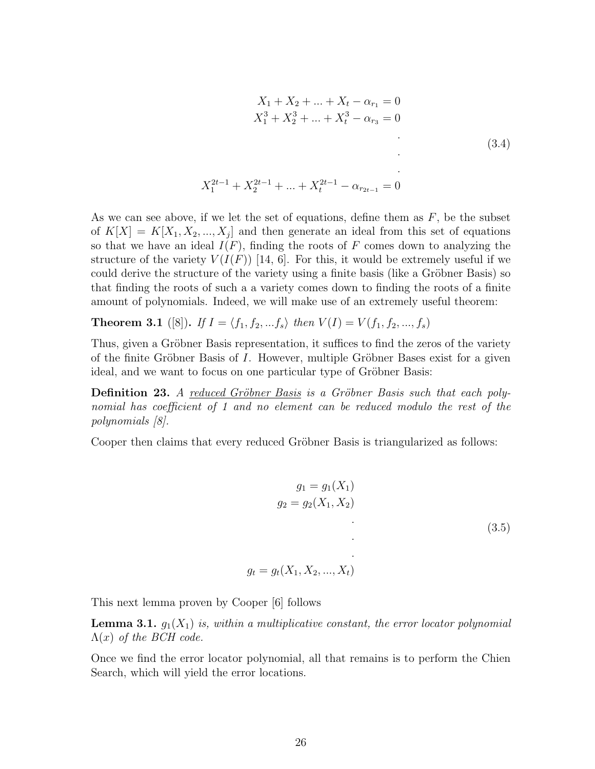$$
\begin{aligned}
X_1 + X_2 + ... + X_t - \alpha_{r_1} &= 0 \\
X_1^3 + X_2^3 + ... + X_t^3 - \alpha_{r_3} &= 0 \\
&. \\
&. \\
&. \\
X_1^{2t-1} + X_2^{2t-1} + ... + X_t^{2t-1} - \alpha_{r_{2t-1}} &= 0
\end{aligned}
\tag{3.4}
$$

As we can see above, if we let the set of equations, define them as $F$, be the subset of $K[X] = K[X_1, X_2, ..., X_j]$ and then generate an ideal from this set of equations so that we have an ideal $I(F)$, finding the roots of $F$ comes down to analyzing the structure of the variety $V(I(F))$ [14, 6]. For this, it would be extremely useful if we could derive the structure of the variety using a finite basis (like a Gröbner Basis) so that finding the roots of such a a variety comes down to finding the roots of a finite amount of polynomials. Indeed, we will make use of an extremely useful theorem:

**Theorem 3.1** ([8])**.** *If $I = \langle f_1, f_2, ... f_s \rangle$ then $V(I) = V(f_1, f_2, ..., f_s)$*

Thus, given a Gröbner Basis representation, it suffices to find the zeros of the variety of the finite Gröbner Basis of $I$. However, multiple Gröbner Bases exist for a given ideal, and we want to focus on one particular type of Gröbner Basis:

**Definition 23.** *A* <u>*reduced Gröbner Basis*</u> *is a Gröbner Basis such that each polynomial has coefficient of 1 and no element can be reduced modulo the rest of the polynomials [8].*

Cooper then claims that every reduced Gröbner Basis is triangularized as follows:

$$
\begin{aligned}
g_1 &= g_1(X_1) \\
g_2 &= g_2(X_1, X_2) \\
&. \\
&. \\
&. \\
g_t &= g_t(X_1, X_2, ..., X_t)
\end{aligned}
\tag{3.5}
$$

This next lemma proven by Cooper [6] follows

**Lemma 3.1.** *$g_1(X_1)$ is, within a multiplicative constant, the error locator polynomial $\Lambda(x)$ of the BCH code.*

Once we find the error locator polynomial, all that remains is to perform the Chien Search, which will yield the error locations.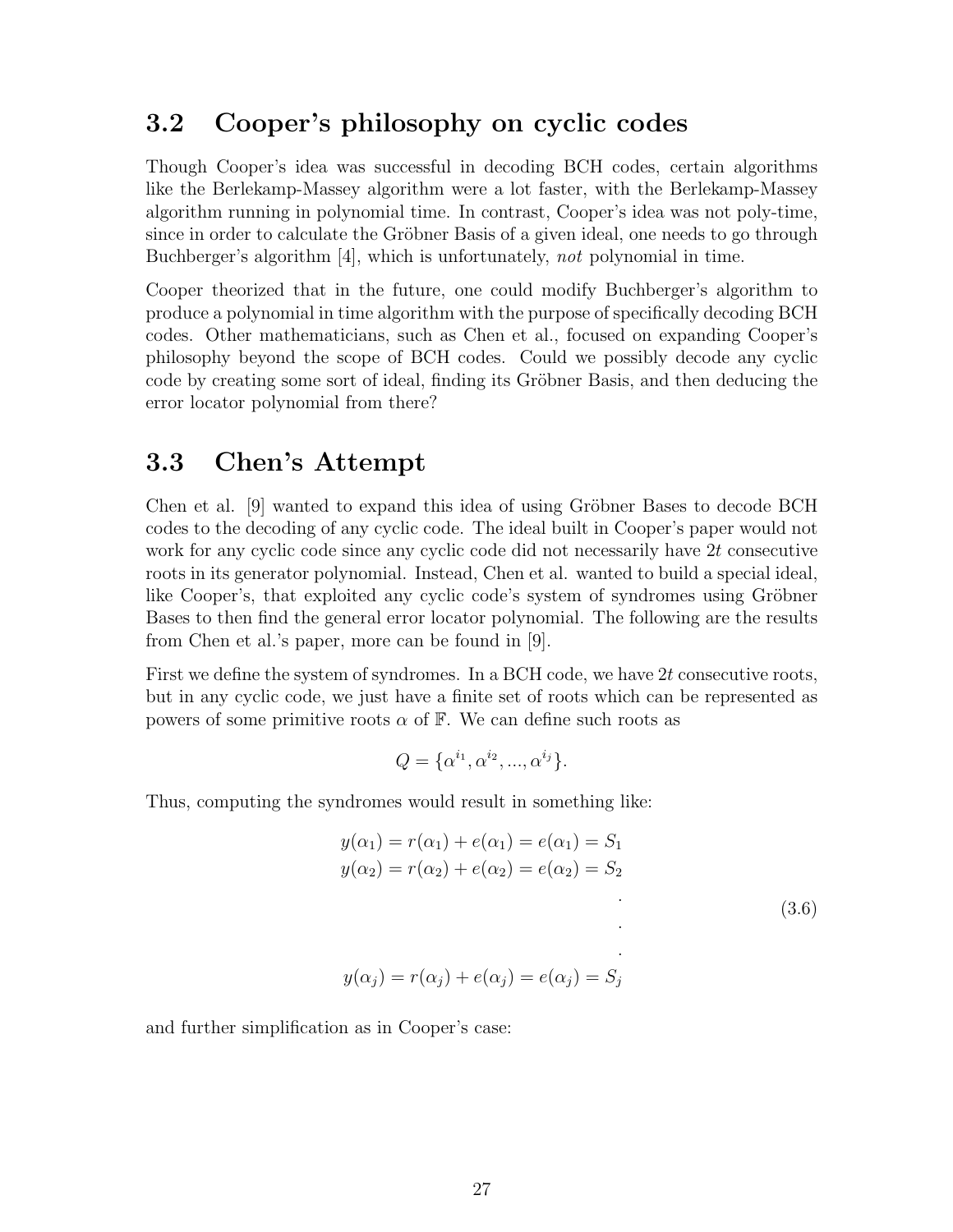## 3.2 Cooper's philosophy on cyclic codes

Though Cooper's idea was successful in decoding BCH codes, certain algorithms like the Berlekamp-Massey algorithm were a lot faster, with the Berlekamp-Massey algorithm running in polynomial time. In contrast, Cooper's idea was not poly-time, since in order to calculate the Gröbner Basis of a given ideal, one needs to go through Buchberger's algorithm [4], which is unfortunately, *not* polynomial in time.

Cooper theorized that in the future, one could modify Buchberger's algorithm to produce a polynomial in time algorithm with the purpose of specifically decoding BCH codes. Other mathematicians, such as Chen et al., focused on expanding Cooper's philosophy beyond the scope of BCH codes. Could we possibly decode any cyclic code by creating some sort of ideal, finding its Gröbner Basis, and then deducing the error locator polynomial from there?

## 3.3 Chen's Attempt

Chen et al. [9] wanted to expand this idea of using Gröbner Bases to decode BCH codes to the decoding of any cyclic code. The ideal built in Cooper's paper would not work for any cyclic code since any cyclic code did not necessarily have $2t$ consecutive roots in its generator polynomial. Instead, Chen et al. wanted to build a special ideal, like Cooper's, that exploited any cyclic code's system of syndromes using Gröbner Bases to then find the general error locator polynomial. The following are the results from Chen et al.'s paper, more can be found in [9].

First we define the system of syndromes. In a BCH code, we have $2t$ consecutive roots, but in any cyclic code, we just have a finite set of roots which can be represented as powers of some primitive roots $\alpha$ of $\mathbb{F}$. We can define such roots as

$$Q = \{\alpha^{i_1}, \alpha^{i_2}, ..., \alpha^{i_j}\}.$$

Thus, computing the syndromes would result in something like:

$$\begin{aligned} y(\alpha_1) = r(\alpha_1) + e(\alpha_1) = e(\alpha_1) = S_1 \\ y(\alpha_2) = r(\alpha_2) + e(\alpha_2) = e(\alpha_2) = S_2 \\ . \\ . \\ . \\ y(\alpha_j) = r(\alpha_j) + e(\alpha_j) = e(\alpha_j) = S_j \end{aligned} \tag{3.6}$$

and further simplification as in Cooper's case: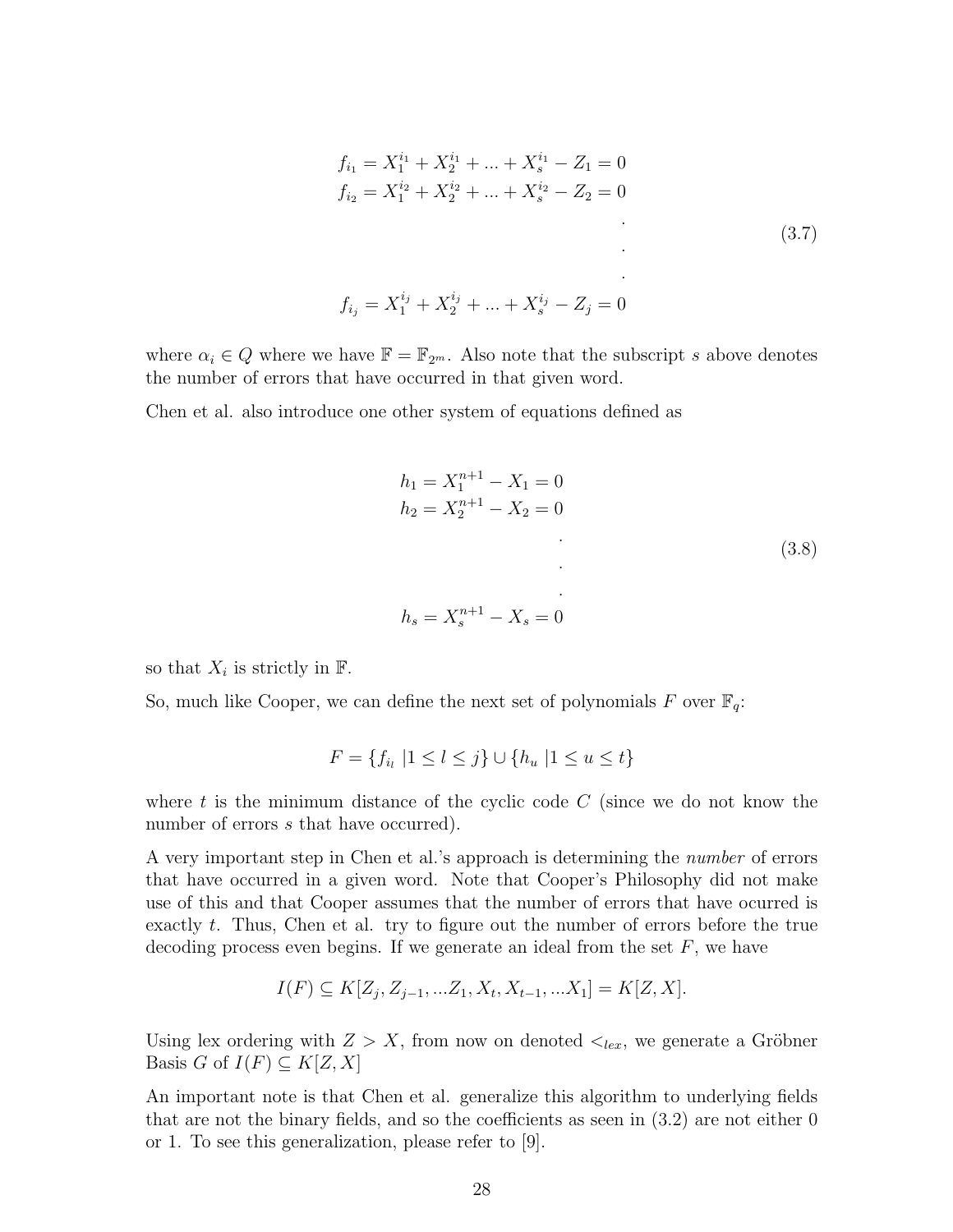$$
\begin{aligned}
f_{i_1} &= X_1^{i_1} + X_2^{i_1} + ... + X_s^{i_1} - Z_1 = 0 \\
f_{i_2} &= X_1^{i_2} + X_2^{i_2} + ... + X_s^{i_2} - Z_2 = 0 \\
&\quad . \\
&\quad . \\
&\quad . \\
f_{i_j} &= X_1^{i_j} + X_2^{i_j} + ... + X_s^{i_j} - Z_j = 0
\end{aligned}
\tag{3.7}
$$

where $\alpha_i \in Q$ where we have $\mathbb{F} = \mathbb{F}_{2^m}$. Also note that the subscript $s$ above denotes the number of errors that have occurred in that given word.

Chen et al. also introduce one other system of equations defined as

$$
\begin{aligned}
h_1 &= X_1^{n+1} - X_1 = 0 \\
h_2 &= X_2^{n+1} - X_2 = 0 \\
&\quad . \\
&\quad . \\
&\quad . \\
h_s &= X_s^{n+1} - X_s = 0
\end{aligned}
\tag{3.8}
$$

so that $X_i$ is strictly in $\mathbb{F}$.

So, much like Cooper, we can define the next set of polynomials $F$ over $\mathbb{F}_q$:

$$F = \{f_{i_l} \mid 1 \leq l \leq j\} \cup \{h_u \mid 1 \leq u \leq t\}$$

where $t$ is the minimum distance of the cyclic code $C$ (since we do not know the number of errors $s$ that have occurred).

A very important step in Chen et al.'s approach is determining the *number* of errors that have occurred in a given word. Note that Cooper's Philosophy did not make use of this and that Cooper assumes that the number of errors that have ocurred is exactly $t$. Thus, Chen et al. try to figure out the number of errors before the true decoding process even begins. If we generate an ideal from the set $F$, we have

$$I(F) \subseteq K[Z_j, Z_{j-1}, ...Z_1, X_t, X_{t-1}, ...X_1] = K[Z, X].$$

Using lex ordering with $Z > X$, from now on denoted $<_{lex}$, we generate a Gröbner Basis $G$ of $I(F) \subseteq K[Z, X]$

An important note is that Chen et al. generalize this algorithm to underlying fields that are not the binary fields, and so the coefficients as seen in (3.2) are not either 0 or 1. To see this generalization, please refer to [9].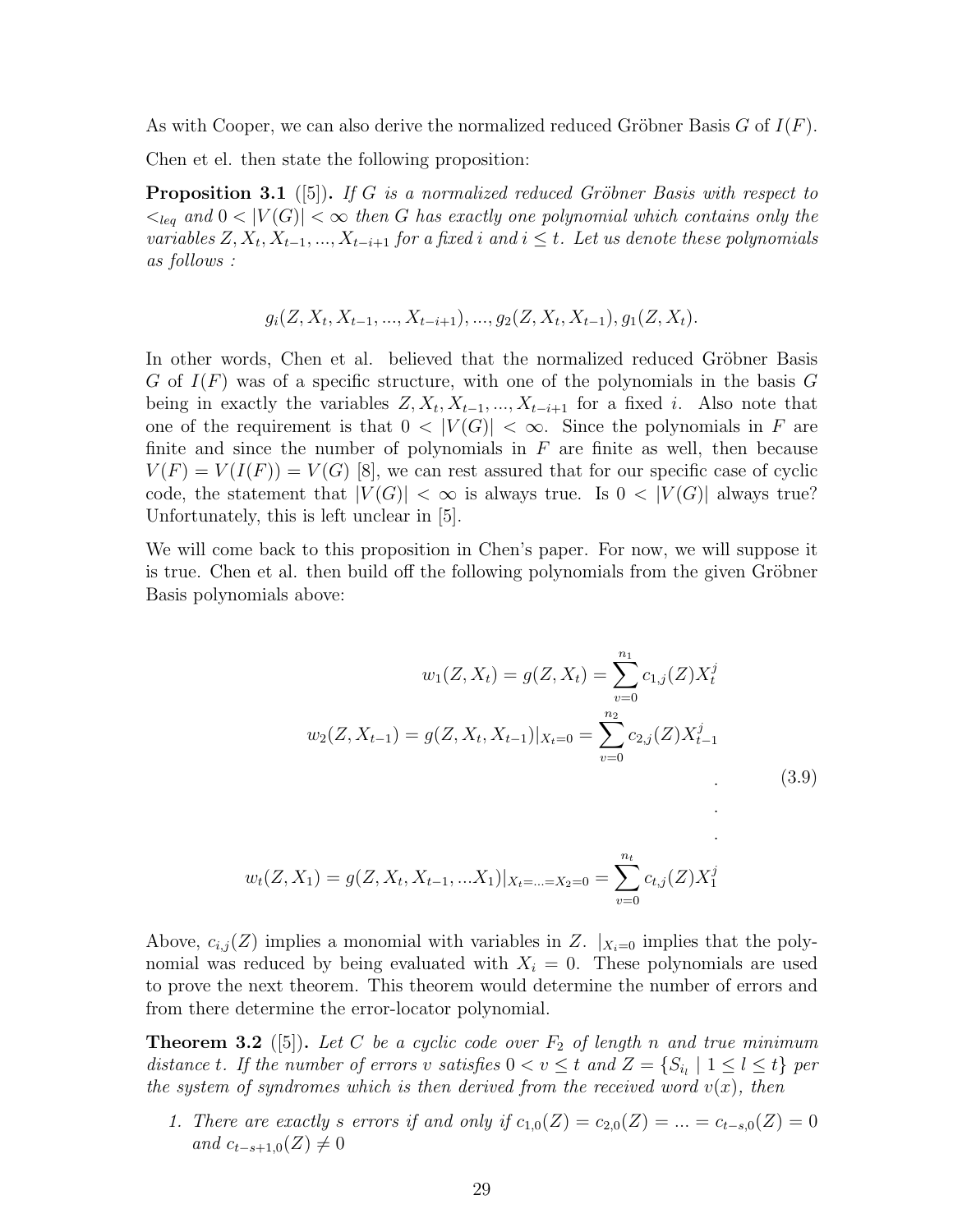As with Cooper, we can also derive the normalized reduced Gröbner Basis $G$ of $I(F)$.

Chen et el. then state the following proposition:

**Proposition 3.1** ([5]). *If $G$ is a normalized reduced Gröbner Basis with respect to $<_{leq}$ and $0 < |V(G)| < \infty$ then $G$ has exactly one polynomial which contains only the variables $Z, X_t, X_{t-1}, ..., X_{t-i+1}$ for a fixed $i$ and $i \leq t$. Let us denote these polynomials as follows :*

$$g_i(Z, X_t, X_{t-1}, ..., X_{t-i+1}), ..., g_2(Z, X_t, X_{t-1}), g_1(Z, X_t).$$

In other words, Chen et al. believed that the normalized reduced Gröbner Basis $G$ of $I(F)$ was of a specific structure, with one of the polynomials in the basis $G$ being in exactly the variables $Z, X_t, X_{t-1}, ..., X_{t-i+1}$ for a fixed $i$. Also note that one of the requirement is that $0 < |V(G)| < \infty$. Since the polynomials in $F$ are finite and since the number of polynomials in $F$ are finite as well, then because $V(F) = V(I(F)) = V(G)$ [8], we can rest assured that for our specific case of cyclic code, the statement that $|V(G)| < \infty$ is always true. Is $0 < |V(G)|$ always true? Unfortunately, this is left unclear in [5].

We will come back to this proposition in Chen's paper. For now, we will suppose it is true. Chen et al. then build off the following polynomials from the given Gröbner Basis polynomials above:

$$\begin{aligned}
w_1(Z, X_t) = g(Z, X_t) &= \sum_{v=0}^{n_1} c_{1,j}(Z) X_t^j \\
w_2(Z, X_{t-1}) = g(Z, X_t, X_{t-1})|_{X_t=0} &= \sum_{v=0}^{n_2} c_{2,j}(Z) X_{t-1}^j \\
&\;\;. \\
&\;\;. \\
&\;\;. \\
w_t(Z, X_1) = g(Z, X_t, X_{t-1}, ... X_1)|_{X_t=...=X_2=0} &= \sum_{v=0}^{n_t} c_{t,j}(Z) X_1^j
\end{aligned} \tag{3.9}$$

Above, $c_{i,j}(Z)$ implies a monomial with variables in $Z$. $|_{X_i=0}$ implies that the polynomial was reduced by being evaluated with $X_i = 0$. These polynomials are used to prove the next theorem. This theorem would determine the number of errors and from there determine the error-locator polynomial.

**Theorem 3.2** ([5]). *Let $C$ be a cyclic code over $F_2$ of length $n$ and true minimum distance $t$. If the number of errors $v$ satisfies $0 < v \leq t$ and $Z = \{S_{i_l} \mid 1 \leq l \leq t\}$ per the system of syndromes which is then derived from the received word $v(x)$, then*

1. *There are exactly $s$ errors if and only if $c_{1,0}(Z) = c_{2,0}(Z) = ... = c_{t-s,0}(Z) = 0$ and $c_{t-s+1,0}(Z) \neq 0$*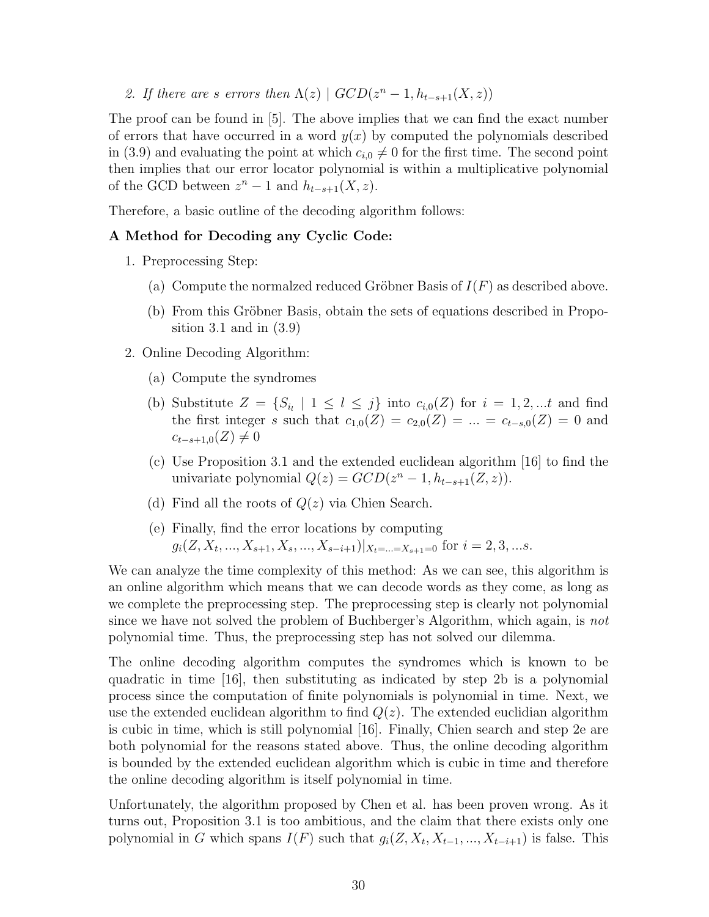2. *If there are $s$ errors then $\Lambda(z) \mid GCD(z^n - 1, h_{t-s+1}(X, z))$*

The proof can be found in [5]. The above implies that we can find the exact number of errors that have occurred in a word $y(x)$ by computed the polynomials described in (3.9) and evaluating the point at which $c_{i,0} \neq 0$ for the first time. The second point then implies that our error locator polynomial is within a multiplicative polynomial of the GCD between $z^n - 1$ and $h_{t-s+1}(X, z)$.

Therefore, a basic outline of the decoding algorithm follows:

**A Method for Decoding any Cyclic Code:**

1. Preprocessing Step:
   (a) Compute the normalzed reduced Gröbner Basis of $I(F)$ as described above.
   (b) From this Gröbner Basis, obtain the sets of equations described in Proposition 3.1 and in (3.9)
2. Online Decoding Algorithm:
   (a) Compute the syndromes
   (b) Substitute $Z = \{S_{i_l} \mid 1 \leq l \leq j\}$ into $c_{i,0}(Z)$ for $i = 1, 2, ...t$ and find the first integer $s$ such that $c_{1,0}(Z) = c_{2,0}(Z) = ... = c_{t-s,0}(Z) = 0$ and $c_{t-s+1,0}(Z) \neq 0$
   (c) Use Proposition 3.1 and the extended euclidean algorithm [16] to find the univariate polynomial $Q(z) = GCD(z^n - 1, h_{t-s+1}(Z, z))$.
   (d) Find all the roots of $Q(z)$ via Chien Search.
   (e) Finally, find the error locations by computing $g_i(Z, X_t, ..., X_{s+1}, X_s, ..., X_{s-i+1})|_{X_t=...=X_{s+1}=0}$ for $i = 2, 3, ...s$.

We can analyze the time complexity of this method: As we can see, this algorithm is an online algorithm which means that we can decode words as they come, as long as we complete the preprocessing step. The preprocessing step is clearly not polynomial since we have not solved the problem of Buchberger's Algorithm, which again, is *not* polynomial time. Thus, the preprocessing step has not solved our dilemma.

The online decoding algorithm computes the syndromes which is known to be quadratic in time [16], then substituting as indicated by step 2b is a polynomial process since the computation of finite polynomials is polynomial in time. Next, we use the extended euclidean algorithm to find $Q(z)$. The extended euclidian algorithm is cubic in time, which is still polynomial [16]. Finally, Chien search and step 2e are both polynomial for the reasons stated above. Thus, the online decoding algorithm is bounded by the extended euclidean algorithm which is cubic in time and therefore the online decoding algorithm is itself polynomial in time.

Unfortunately, the algorithm proposed by Chen et al. has been proven wrong. As it turns out, Proposition 3.1 is too ambitious, and the claim that there exists only one polynomial in $G$ which spans $I(F)$ such that $g_i(Z, X_t, X_{t-1}, ..., X_{t-i+1})$ is false. This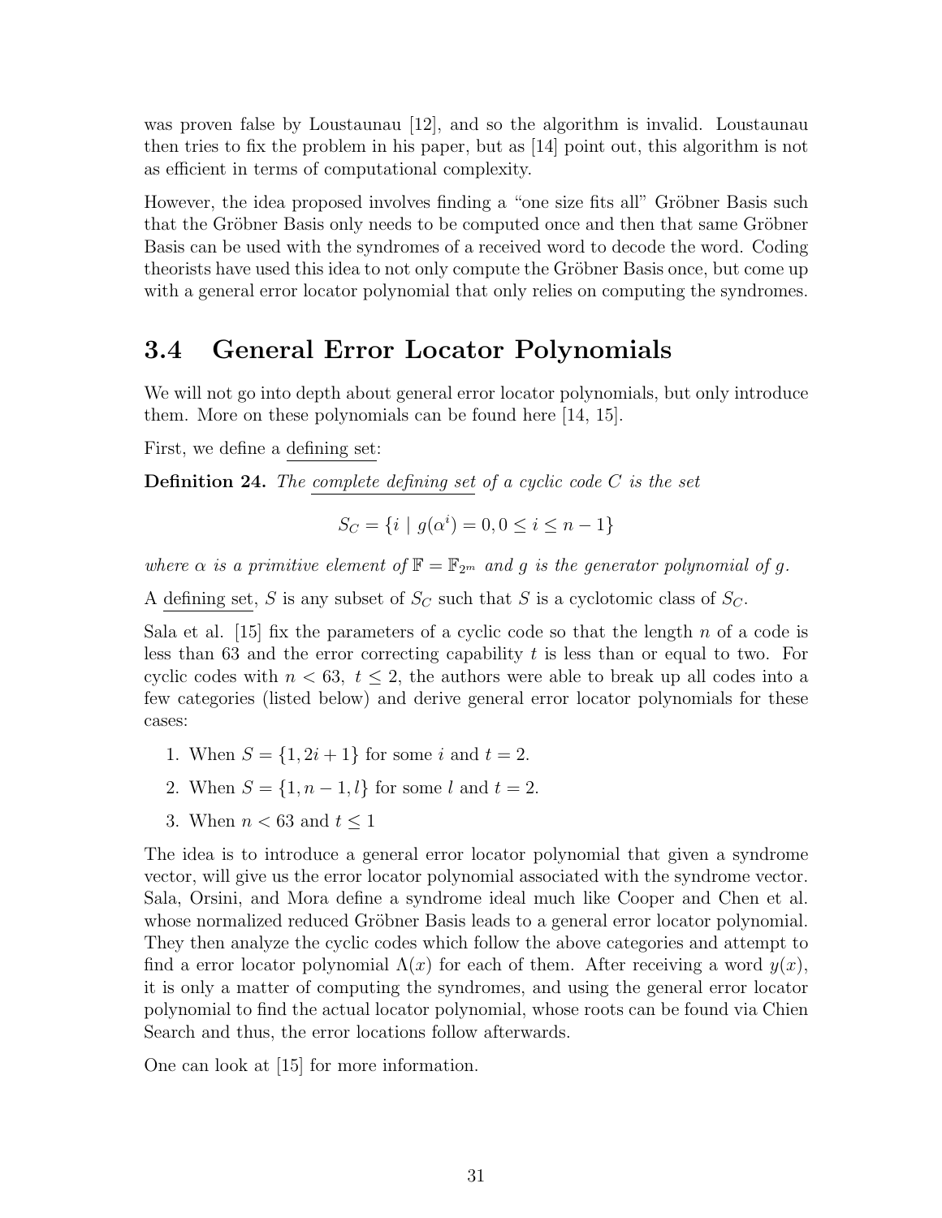was proven false by Loustaunau [12], and so the algorithm is invalid. Loustaunau then tries to fix the problem in his paper, but as [14] point out, this algorithm is not as efficient in terms of computational complexity.

However, the idea proposed involves finding a "one size fits all" Gröbner Basis such that the Gröbner Basis only needs to be computed once and then that same Gröbner Basis can be used with the syndromes of a received word to decode the word. Coding theorists have used this idea to not only compute the Gröbner Basis once, but come up with a general error locator polynomial that only relies on computing the syndromes.

## 3.4 General Error Locator Polynomials

We will not go into depth about general error locator polynomials, but only introduce them. More on these polynomials can be found here [14, 15].

First, we define a defining set:

**Definition 24.** *The complete defining set of a cyclic code $C$ is the set*

$$S_C = \{i \mid g(\alpha^i) = 0, 0 \leq i \leq n-1\}$$

*where $\alpha$ is a primitive element of $\mathbb{F} = \mathbb{F}_{2^m}$ and $g$ is the generator polynomial of $g$.*

A defining set, $S$ is any subset of $S_C$ such that $S$ is a cyclotomic class of $S_C$.

Sala et al. [15] fix the parameters of a cyclic code so that the length $n$ of a code is less than 63 and the error correcting capability $t$ is less than or equal to two. For cyclic codes with $n < 63$, $t \leq 2$, the authors were able to break up all codes into a few categories (listed below) and derive general error locator polynomials for these cases:

1. When $S = \{1, 2i+1\}$ for some $i$ and $t = 2$.
2. When $S = \{1, n-1, l\}$ for some $l$ and $t = 2$.
3. When $n < 63$ and $t \leq 1$

The idea is to introduce a general error locator polynomial that given a syndrome vector, will give us the error locator polynomial associated with the syndrome vector. Sala, Orsini, and Mora define a syndrome ideal much like Cooper and Chen et al. whose normalized reduced Gröbner Basis leads to a general error locator polynomial. They then analyze the cyclic codes which follow the above categories and attempt to find a error locator polynomial $\Lambda(x)$ for each of them. After receiving a word $y(x)$, it is only a matter of computing the syndromes, and using the general error locator polynomial to find the actual locator polynomial, whose roots can be found via Chien Search and thus, the error locations follow afterwards.

One can look at [15] for more information.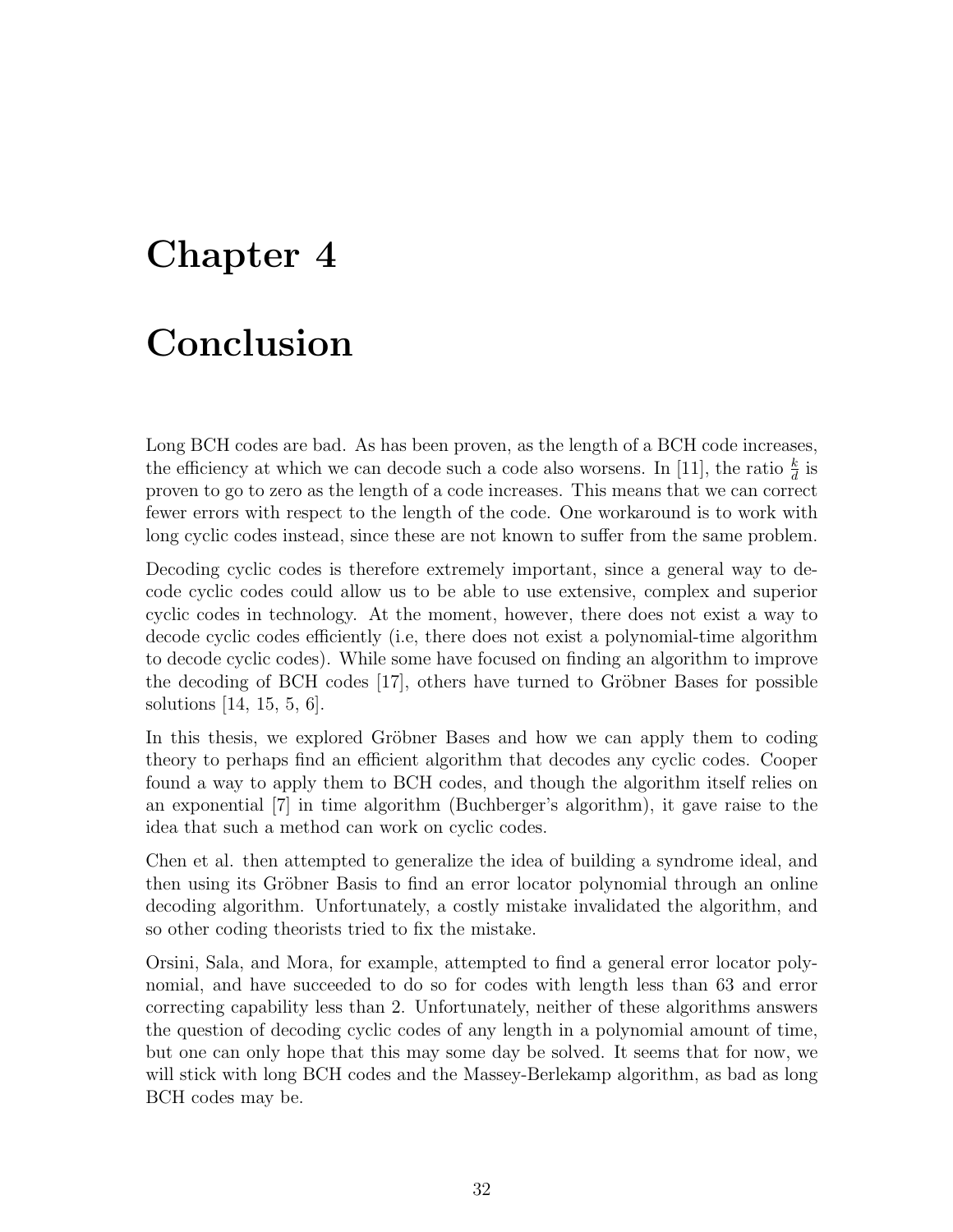# Chapter 4

# Conclusion

Long BCH codes are bad. As has been proven, as the length of a BCH code increases, the efficiency at which we can decode such a code also worsens. In [11], the ratio $\frac{k}{d}$ is proven to go to zero as the length of a code increases. This means that we can correct fewer errors with respect to the length of the code. One workaround is to work with long cyclic codes instead, since these are not known to suffer from the same problem.

Decoding cyclic codes is therefore extremely important, since a general way to decode cyclic codes could allow us to be able to use extensive, complex and superior cyclic codes in technology. At the moment, however, there does not exist a way to decode cyclic codes efficiently (i.e, there does not exist a polynomial-time algorithm to decode cyclic codes). While some have focused on finding an algorithm to improve the decoding of BCH codes [17], others have turned to Gröbner Bases for possible solutions [14, 15, 5, 6].

In this thesis, we explored Gröbner Bases and how we can apply them to coding theory to perhaps find an efficient algorithm that decodes any cyclic codes. Cooper found a way to apply them to BCH codes, and though the algorithm itself relies on an exponential [7] in time algorithm (Buchberger's algorithm), it gave raise to the idea that such a method can work on cyclic codes.

Chen et al. then attempted to generalize the idea of building a syndrome ideal, and then using its Gröbner Basis to find an error locator polynomial through an online decoding algorithm. Unfortunately, a costly mistake invalidated the algorithm, and so other coding theorists tried to fix the mistake.

Orsini, Sala, and Mora, for example, attempted to find a general error locator polynomial, and have succeeded to do so for codes with length less than 63 and error correcting capability less than 2. Unfortunately, neither of these algorithms answers the question of decoding cyclic codes of any length in a polynomial amount of time, but one can only hope that this may some day be solved. It seems that for now, we will stick with long BCH codes and the Massey-Berlekamp algorithm, as bad as long BCH codes may be.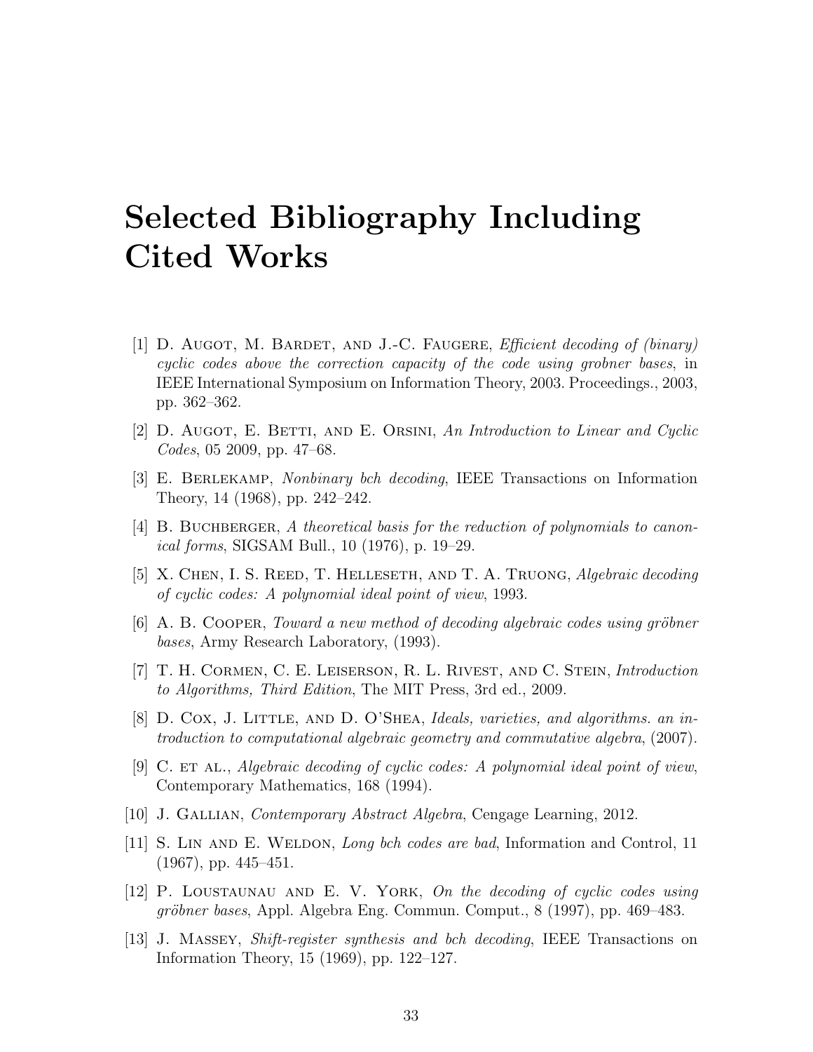# Selected Bibliography Including Cited Works

[1] D. Augot, M. Bardet, and J.-C. Faugere, *Efficient decoding of (binary) cyclic codes above the correction capacity of the code using grobner bases*, in IEEE International Symposium on Information Theory, 2003. Proceedings., 2003, pp. 362–362.

[2] D. Augot, E. Betti, and E. Orsini, *An Introduction to Linear and Cyclic Codes*, 05 2009, pp. 47–68.

[3] E. Berlekamp, *Nonbinary bch decoding*, IEEE Transactions on Information Theory, 14 (1968), pp. 242–242.

[4] B. Buchberger, *A theoretical basis for the reduction of polynomials to canonical forms*, SIGSAM Bull., 10 (1976), p. 19–29.

[5] X. Chen, I. S. Reed, T. Helleseth, and T. A. Truong, *Algebraic decoding of cyclic codes: A polynomial ideal point of view*, 1993.

[6] A. B. Cooper, *Toward a new method of decoding algebraic codes using gröbner bases*, Army Research Laboratory, (1993).

[7] T. H. Cormen, C. E. Leiserson, R. L. Rivest, and C. Stein, *Introduction to Algorithms, Third Edition*, The MIT Press, 3rd ed., 2009.

[8] D. Cox, J. Little, and D. O'Shea, *Ideals, varieties, and algorithms. an introduction to computational algebraic geometry and commutative algebra*, (2007).

[9] C. et al., *Algebraic decoding of cyclic codes: A polynomial ideal point of view*, Contemporary Mathematics, 168 (1994).

[10] J. Gallian, *Contemporary Abstract Algebra*, Cengage Learning, 2012.

[11] S. Lin and E. Weldon, *Long bch codes are bad*, Information and Control, 11 (1967), pp. 445–451.

[12] P. Loustaunau and E. V. York, *On the decoding of cyclic codes using gröbner bases*, Appl. Algebra Eng. Commun. Comput., 8 (1997), pp. 469–483.

[13] J. Massey, *Shift-register synthesis and bch decoding*, IEEE Transactions on Information Theory, 15 (1969), pp. 122–127.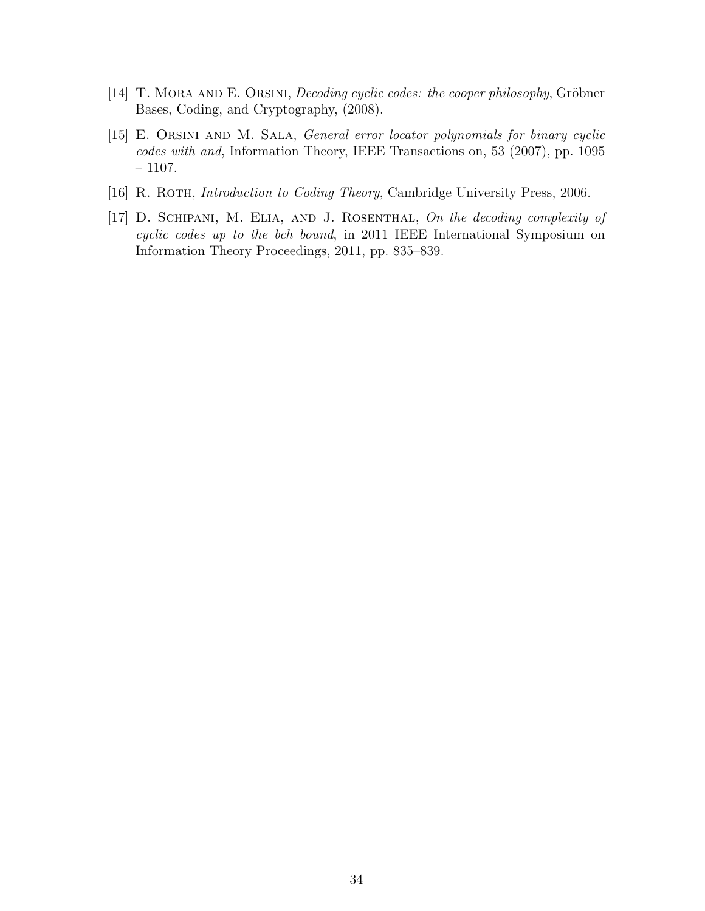[14] T. Mora and E. Orsini, *Decoding cyclic codes: the cooper philosophy*, Gröbner Bases, Coding, and Cryptography, (2008).

[15] E. Orsini and M. Sala, *General error locator polynomials for binary cyclic codes with and*, Information Theory, IEEE Transactions on, 53 (2007), pp. 1095 – 1107.

[16] R. Roth, *Introduction to Coding Theory*, Cambridge University Press, 2006.

[17] D. Schipani, M. Elia, and J. Rosenthal, *On the decoding complexity of cyclic codes up to the bch bound*, in 2011 IEEE International Symposium on Information Theory Proceedings, 2011, pp. 835–839.